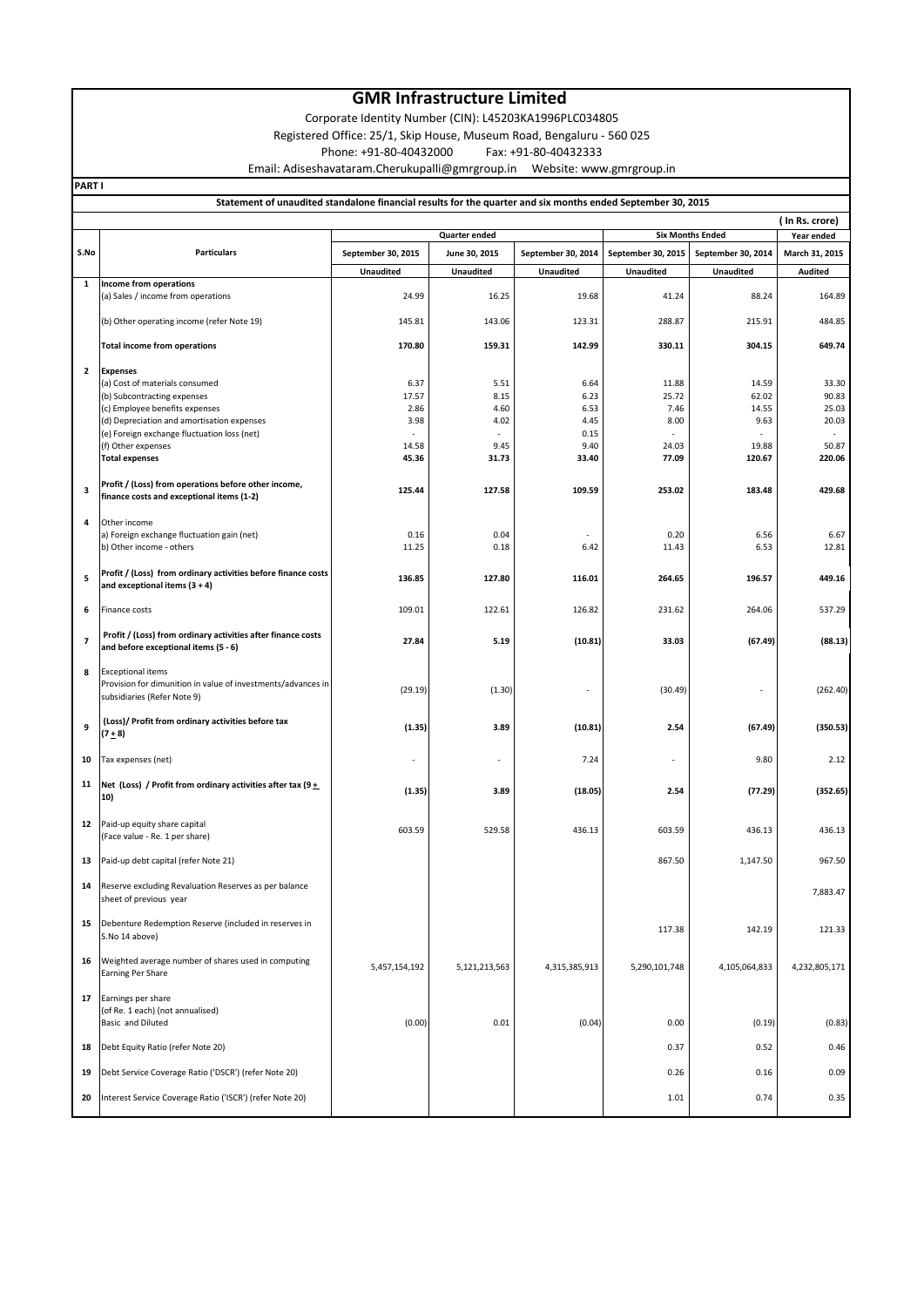# GMR Infrastructure Limited

Corporate Identity Number (CIN): L45203KA1996PLC034805

Registered Office: 25/1, Skip House, Museum Road, Bengaluru - 560 025

Phone: +91-80-40432000 Fax: +91-80-40432333

Email: Adiseshavataram.Cherukupalli@gmrgroup.in Website: www.gmrgroup.in

**PART I**

**Statement of unaudited standalone financial results for the quarter and six months ended September 30, 2015**

(In Rs. crore)

| S.No | Particulars | Quarter ended | | | Six Months Ended | | Year ended |
|---|---|---|---|---|---|---|---|
| | | September 30, 2015 | June 30, 2015 | September 30, 2014 | September 30, 2015 | September 30, 2014 | March 31, 2015 |
| | | Unaudited | Unaudited | Unaudited | Unaudited | Unaudited | Audited |
| 1 | **Income from operations** | | | | | | |
| | (a) Sales / income from operations | 24.99 | 16.25 | 19.68 | 41.24 | 88.24 | 164.89 |
| | (b) Other operating income (refer Note 19) | 145.81 | 143.06 | 123.31 | 288.87 | 215.91 | 484.85 |
| | **Total income from operations** | **170.80** | **159.31** | **142.99** | **330.11** | **304.15** | **649.74** |
| 2 | **Expenses** | | | | | | |
| | (a) Cost of materials consumed | 6.37 | 5.51 | 6.64 | 11.88 | 14.59 | 33.30 |
| | (b) Subcontracting expenses | 17.57 | 8.15 | 6.23 | 25.72 | 62.02 | 90.83 |
| | (c) Employee benefits expenses | 2.86 | 4.60 | 6.53 | 7.46 | 14.55 | 25.03 |
| | (d) Depreciation and amortisation expenses | 3.98 | 4.02 | 4.45 | 8.00 | 9.63 | 20.03 |
| | (e) Foreign exchange fluctuation loss (net) | - | - | 0.15 | - | - | - |
| | (f) Other expenses | 14.58 | 9.45 | 9.40 | 24.03 | 19.88 | 50.87 |
| | **Total expenses** | **45.36** | **31.73** | **33.40** | **77.09** | **120.67** | **220.06** |
| 3 | **Profit / (Loss) from operations before other income, finance costs and exceptional items (1-2)** | **125.44** | **127.58** | **109.59** | **253.02** | **183.48** | **429.68** |
| 4 | Other income | | | | | | |
| | a) Foreign exchange fluctuation gain (net) | 0.16 | 0.04 | - | 0.20 | 6.56 | 6.67 |
| | b) Other income - others | 11.25 | 0.18 | 6.42 | 11.43 | 6.53 | 12.81 |
| 5 | **Profit / (Loss) from ordinary activities before finance costs and exceptional items (3 + 4)** | **136.85** | **127.80** | **116.01** | **264.65** | **196.57** | **449.16** |
| 6 | Finance costs | 109.01 | 122.61 | 126.82 | 231.62 | 264.06 | 537.29 |
| 7 | **Profit / (Loss) from ordinary activities after finance costs and before exceptional items (5 - 6)** | **27.84** | **5.19** | **(10.81)** | **33.03** | **(67.49)** | **(88.13)** |
| 8 | Exceptional items<br>Provision for dimunition in value of investments/advances in subsidiaries (Refer Note 9) | (29.19) | (1.30) | - | (30.49) | - | (262.40) |
| 9 | **(Loss)/ Profit from ordinary activities before tax (7 ± 8)** | **(1.35)** | **3.89** | **(10.81)** | **2.54** | **(67.49)** | **(350.53)** |
| 10 | Tax expenses (net) | - | - | 7.24 | - | 9.80 | 2.12 |
| 11 | **Net (Loss) / Profit from ordinary activities after tax (9 ± 10)** | **(1.35)** | **3.89** | **(18.05)** | **2.54** | **(77.29)** | **(352.65)** |
| 12 | Paid-up equity share capital<br>(Face value - Re. 1 per share) | 603.59 | 529.58 | 436.13 | 603.59 | 436.13 | 436.13 |
| 13 | Paid-up debt capital (refer Note 21) | | | | 867.50 | 1,147.50 | 967.50 |
| 14 | Reserve excluding Revaluation Reserves as per balance sheet of previous year | | | | | | 7,883.47 |
| 15 | Debenture Redemption Reserve (included in reserves in S.No 14 above) | | | | 117.38 | 142.19 | 121.33 |
| 16 | Weighted average number of shares used in computing Earning Per Share | 5,457,154,192 | 5,121,213,563 | 4,315,385,913 | 5,290,101,748 | 4,105,064,833 | 4,232,805,171 |
| 17 | Earnings per share<br>(of Re. 1 each) (not annualised)<br>Basic and Diluted | (0.00) | 0.01 | (0.04) | 0.00 | (0.19) | (0.83) |
| 18 | Debt Equity Ratio (refer Note 20) | | | | 0.37 | 0.52 | 0.46 |
| 19 | Debt Service Coverage Ratio ('DSCR') (refer Note 20) | | | | 0.26 | 0.16 | 0.09 |
| 20 | Interest Service Coverage Ratio ('ISCR') (refer Note 20) | | | | 1.01 | 0.74 | 0.35 |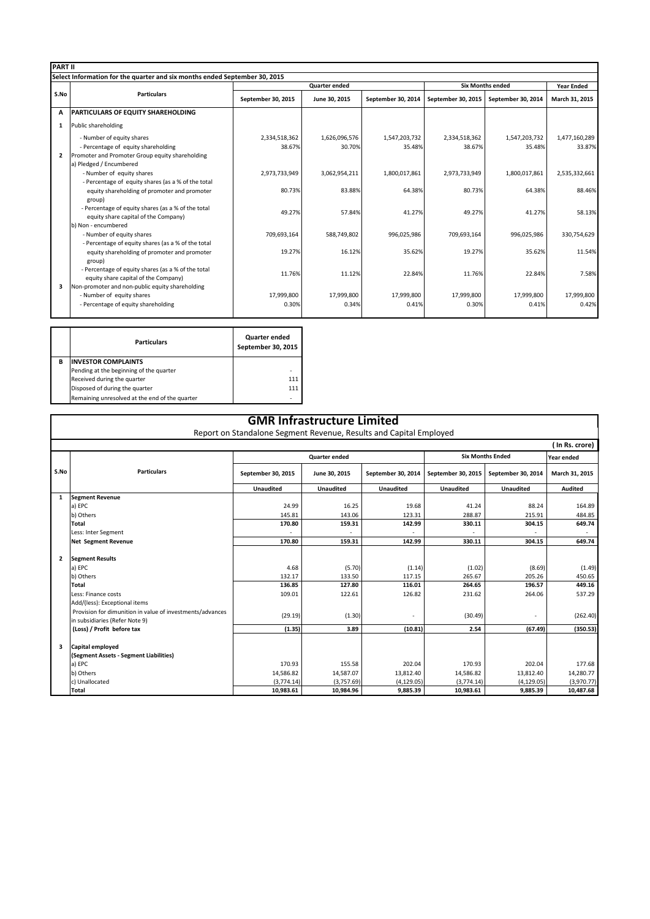**PART II**

**Select Information for the quarter and six months ended September 30, 2015**

| S.No | Particulars | Quarter ended | | | Six Months ended | | Year Ended |
|---|---|---|---|---|---|---|---|
| | | September 30, 2015 | June 30, 2015 | September 30, 2014 | September 30, 2015 | September 30, 2014 | March 31, 2015 |
| A | **PARTICULARS OF EQUITY SHAREHOLDING** | | | | | | |
| 1 | Public shareholding | | | | | | |
| | - Number of equity shares | 2,334,518,362 | 1,626,096,576 | 1,547,203,732 | 2,334,518,362 | 1,547,203,732 | 1,477,160,289 |
| | - Percentage of equity shareholding | 38.67% | 30.70% | 35.48% | 38.67% | 35.48% | 33.87% |
| 2 | Promoter and Promoter Group equity shareholding | | | | | | |
| | a) Pledged / Encumbered | | | | | | |
| | - Number of equity shares | 2,973,733,949 | 3,062,954,211 | 1,800,017,861 | 2,973,733,949 | 1,800,017,861 | 2,535,332,661 |
| | - Percentage of equity shares (as a % of the total equity shareholding of promoter and promoter group) | 80.73% | 83.88% | 64.38% | 80.73% | 64.38% | 88.46% |
| | - Percentage of equity shares (as a % of the total equity share capital of the Company) | 49.27% | 57.84% | 41.27% | 49.27% | 41.27% | 58.13% |
| | b) Non - encumbered | | | | | | |
| | - Number of equity shares | 709,693,164 | 588,749,802 | 996,025,986 | 709,693,164 | 996,025,986 | 330,754,629 |
| | - Percentage of equity shares (as a % of the total equity shareholding of promoter and promoter group) | 19.27% | 16.12% | 35.62% | 19.27% | 35.62% | 11.54% |
| | - Percentage of equity shares (as a % of the total equity share capital of the Company) | 11.76% | 11.12% | 22.84% | 11.76% | 22.84% | 7.58% |
| 3 | Non-promoter and non-public equity shareholding | | | | | | |
| | - Number of equity shares | 17,999,800 | 17,999,800 | 17,999,800 | 17,999,800 | 17,999,800 | 17,999,800 |
| | - Percentage of equity shareholding | 0.30% | 0.34% | 0.41% | 0.30% | 0.41% | 0.42% |

| | Particulars | Quarter ended September 30, 2015 |
|---|---|---|
| B | **INVESTOR COMPLAINTS** | |
| | Pending at the beginning of the quarter | - |
| | Received during the quarter | 111 |
| | Disposed of during the quarter | 111 |
| | Remaining unresolved at the end of the quarter | - |

# GMR Infrastructure Limited

Report on Standalone Segment Revenue, Results and Capital Employed

**( In Rs. crore)**

| S.No | Particulars | Quarter ended | | | Six Months Ended | | Year ended |
|---|---|---|---|---|---|---|---|
| | | September 30, 2015 | June 30, 2015 | September 30, 2014 | September 30, 2015 | September 30, 2014 | March 31, 2015 |
| | | Unaudited | Unaudited | Unaudited | Unaudited | Unaudited | Audited |
| 1 | **Segment Revenue** | | | | | | |
| | a) EPC | 24.99 | 16.25 | 19.68 | 41.24 | 88.24 | 164.89 |
| | b) Others | 145.81 | 143.06 | 123.31 | 288.87 | 215.91 | 484.85 |
| | **Total** | **170.80** | **159.31** | **142.99** | **330.11** | **304.15** | **649.74** |
| | Less: Inter Segment | - | - | - | - | - | - |
| | **Net Segment Revenue** | **170.80** | **159.31** | **142.99** | **330.11** | **304.15** | **649.74** |
| 2 | **Segment Results** | | | | | | |
| | a) EPC | 4.68 | (5.70) | (1.14) | (1.02) | (8.69) | (1.49) |
| | b) Others | 132.17 | 133.50 | 117.15 | 265.67 | 205.26 | 450.65 |
| | **Total** | **136.85** | **127.80** | **116.01** | **264.65** | **196.57** | **449.16** |
| | Less: Finance costs | 109.01 | 122.61 | 126.82 | 231.62 | 264.06 | 537.29 |
| | Add/(less): Exceptional items | | | | | | |
| | Provision for dimunition in value of investments/advances in subsidiaries (Refer Note 9) | (29.19) | (1.30) | - | (30.49) | - | (262.40) |
| | **(Loss) / Profit before tax** | **(1.35)** | **3.89** | **(10.81)** | **2.54** | **(67.49)** | **(350.53)** |
| 3 | **Capital employed** | | | | | | |
| | **(Segment Assets - Segment Liabilities)** | | | | | | |
| | a) EPC | 170.93 | 155.58 | 202.04 | 170.93 | 202.04 | 177.68 |
| | b) Others | 14,586.82 | 14,587.07 | 13,812.40 | 14,586.82 | 13,812.40 | 14,280.77 |
| | c) Unallocated | (3,774.14) | (3,757.69) | (4,129.05) | (3,774.14) | (4,129.05) | (3,970.77) |
| | **Total** | **10,983.61** | **10,984.96** | **9,885.39** | **10,983.61** | **9,885.39** | **10,487.68** |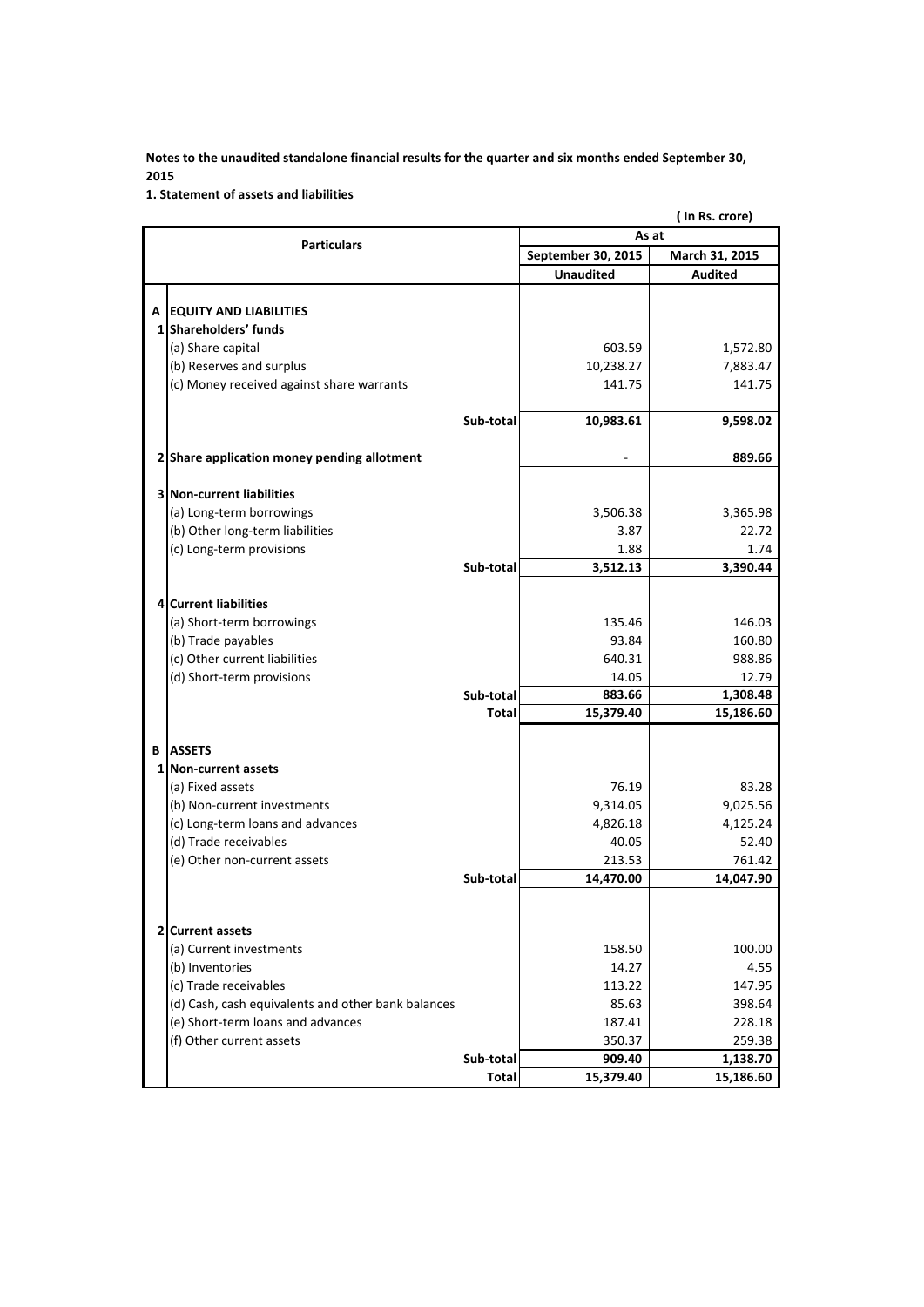**Notes to the unaudited standalone financial results for the quarter and six months ended September 30, 2015**

**1. Statement of assets and liabilities**

( In Rs. crore)

| | Particulars | | As at | |
|---|---|---|---|---|
| | | | September 30, 2015 | March 31, 2015 |
| | | | Unaudited | Audited |
| **A** | **EQUITY AND LIABILITIES** | | | |
| **1** | **Shareholders' funds** | | | |
| | (a) Share capital | | 603.59 | 1,572.80 |
| | (b) Reserves and surplus | | 10,238.27 | 7,883.47 |
| | (c) Money received against share warrants | | 141.75 | 141.75 |
| | | **Sub-total** | **10,983.61** | **9,598.02** |
| **2** | **Share application money pending allotment** | | - | **889.66** |
| **3** | **Non-current liabilities** | | | |
| | (a) Long-term borrowings | | 3,506.38 | 3,365.98 |
| | (b) Other long-term liabilities | | 3.87 | 22.72 |
| | (c) Long-term provisions | | 1.88 | 1.74 |
| | | **Sub-total** | **3,512.13** | **3,390.44** |
| **4** | **Current liabilities** | | | |
| | (a) Short-term borrowings | | 135.46 | 146.03 |
| | (b) Trade payables | | 93.84 | 160.80 |
| | (c) Other current liabilities | | 640.31 | 988.86 |
| | (d) Short-term provisions | | 14.05 | 12.79 |
| | | **Sub-total** | **883.66** | **1,308.48** |
| | | **Total** | **15,379.40** | **15,186.60** |
| **B** | **ASSETS** | | | |
| **1** | **Non-current assets** | | | |
| | (a) Fixed assets | | 76.19 | 83.28 |
| | (b) Non-current investments | | 9,314.05 | 9,025.56 |
| | (c) Long-term loans and advances | | 4,826.18 | 4,125.24 |
| | (d) Trade receivables | | 40.05 | 52.40 |
| | (e) Other non-current assets | | 213.53 | 761.42 |
| | | **Sub-total** | **14,470.00** | **14,047.90** |
| **2** | **Current assets** | | | |
| | (a) Current investments | | 158.50 | 100.00 |
| | (b) Inventories | | 14.27 | 4.55 |
| | (c) Trade receivables | | 113.22 | 147.95 |
| | (d) Cash, cash equivalents and other bank balances | | 85.63 | 398.64 |
| | (e) Short-term loans and advances | | 187.41 | 228.18 |
| | (f) Other current assets | | 350.37 | 259.38 |
| | | **Sub-total** | **909.40** | **1,138.70** |
| | | **Total** | **15,379.40** | **15,186.60** |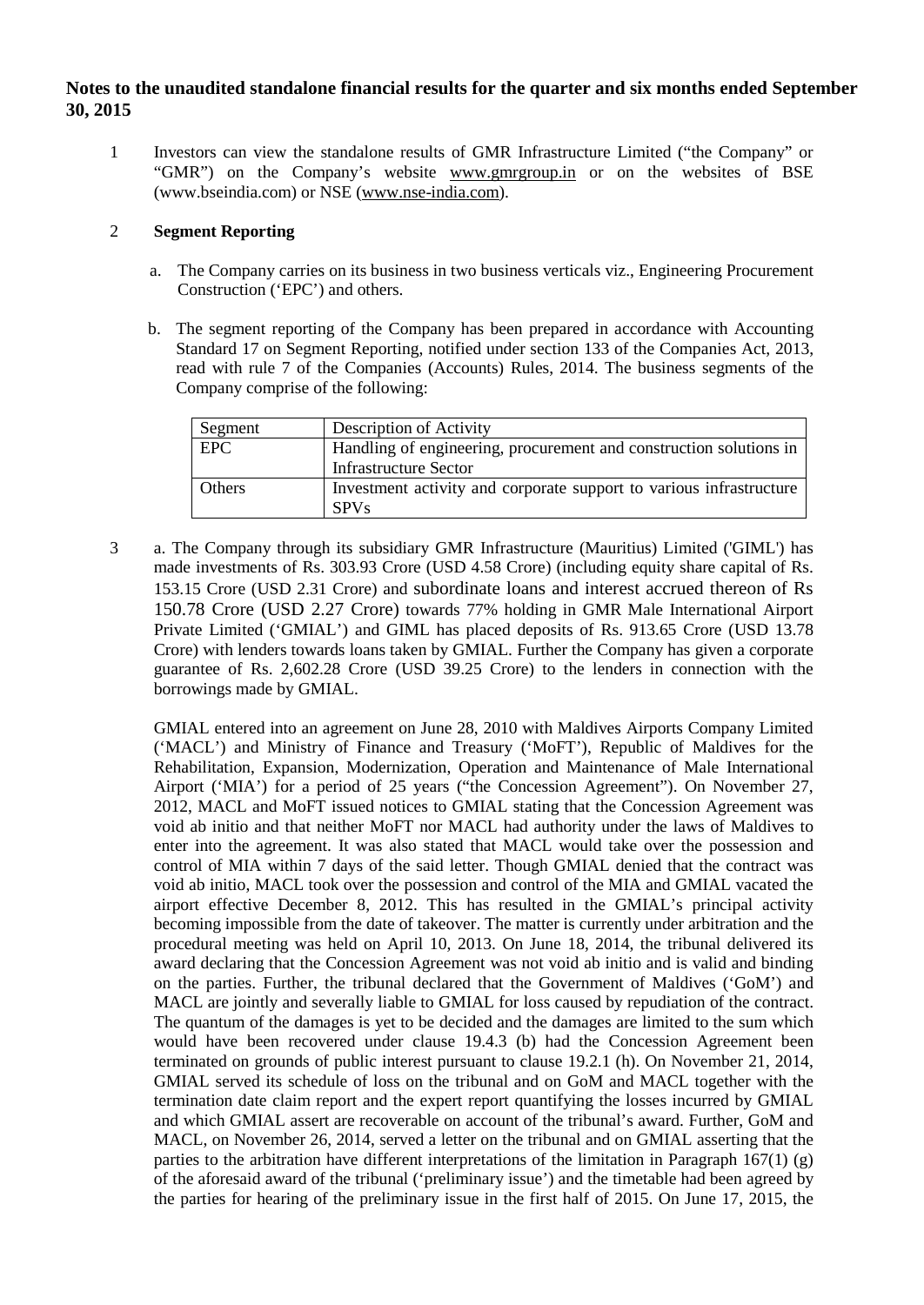## Notes to the unaudited standalone financial results for the quarter and six months ended September 30, 2015

1. Investors can view the standalone results of GMR Infrastructure Limited ("the Company" or "GMR") on the Company's website www.gmrgroup.in or on the websites of BSE (www.bseindia.com) or NSE (www.nse-india.com).

2. **Segment Reporting**

   a. The Company carries on its business in two business verticals viz., Engineering Procurement Construction ('EPC') and others.

   b. The segment reporting of the Company has been prepared in accordance with Accounting Standard 17 on Segment Reporting, notified under section 133 of the Companies Act, 2013, read with rule 7 of the Companies (Accounts) Rules, 2014. The business segments of the Company comprise of the following:

| Segment | Description of Activity |
|---|---|
| EPC | Handling of engineering, procurement and construction solutions in Infrastructure Sector |
| Others | Investment activity and corporate support to various infrastructure SPVs |

3. a. The Company through its subsidiary GMR Infrastructure (Mauritius) Limited ('GIML') has made investments of Rs. 303.93 Crore (USD 4.58 Crore) (including equity share capital of Rs. 153.15 Crore (USD 2.31 Crore) and subordinate loans and interest accrued thereon of Rs 150.78 Crore (USD 2.27 Crore) towards 77% holding in GMR Male International Airport Private Limited ('GMIAL') and GIML has placed deposits of Rs. 913.65 Crore (USD 13.78 Crore) with lenders towards loans taken by GMIAL. Further the Company has given a corporate guarantee of Rs. 2,602.28 Crore (USD 39.25 Crore) to the lenders in connection with the borrowings made by GMIAL.

   GMIAL entered into an agreement on June 28, 2010 with Maldives Airports Company Limited ('MACL') and Ministry of Finance and Treasury ('MoFT'), Republic of Maldives for the Rehabilitation, Expansion, Modernization, Operation and Maintenance of Male International Airport ('MIA') for a period of 25 years ("the Concession Agreement"). On November 27, 2012, MACL and MoFT issued notices to GMIAL stating that the Concession Agreement was void ab initio and that neither MoFT nor MACL had authority under the laws of Maldives to enter into the agreement. It was also stated that MACL would take over the possession and control of MIA within 7 days of the said letter. Though GMIAL denied that the contract was void ab initio, MACL took over the possession and control of the MIA and GMIAL vacated the airport effective December 8, 2012. This has resulted in the GMIAL's principal activity becoming impossible from the date of takeover. The matter is currently under arbitration and the procedural meeting was held on April 10, 2013. On June 18, 2014, the tribunal delivered its award declaring that the Concession Agreement was not void ab initio and is valid and binding on the parties. Further, the tribunal declared that the Government of Maldives ('GoM') and MACL are jointly and severally liable to GMIAL for loss caused by repudiation of the contract. The quantum of the damages is yet to be decided and the damages are limited to the sum which would have been recovered under clause 19.4.3 (b) had the Concession Agreement been terminated on grounds of public interest pursuant to clause 19.2.1 (h). On November 21, 2014, GMIAL served its schedule of loss on the tribunal and on GoM and MACL together with the termination date claim report and the expert report quantifying the losses incurred by GMIAL and which GMIAL assert are recoverable on account of the tribunal's award. Further, GoM and MACL, on November 26, 2014, served a letter on the tribunal and on GMIAL asserting that the parties to the arbitration have different interpretations of the limitation in Paragraph 167(1) (g) of the aforesaid award of the tribunal ('preliminary issue') and the timetable had been agreed by the parties for hearing of the preliminary issue in the first half of 2015. On June 17, 2015, the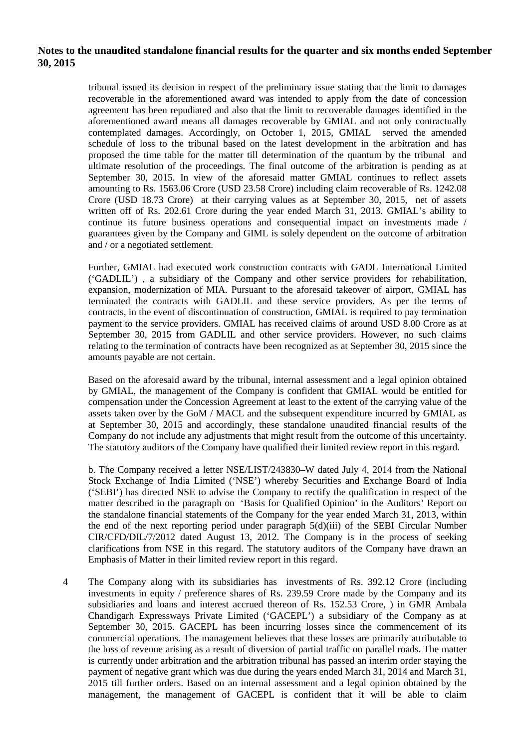**Notes to the unaudited standalone financial results for the quarter and six months ended September 30, 2015**

tribunal issued its decision in respect of the preliminary issue stating that the limit to damages recoverable in the aforementioned award was intended to apply from the date of concession agreement has been repudiated and also that the limit to recoverable damages identified in the aforementioned award means all damages recoverable by GMIAL and not only contractually contemplated damages. Accordingly, on October 1, 2015, GMIAL served the amended schedule of loss to the tribunal based on the latest development in the arbitration and has proposed the time table for the matter till determination of the quantum by the tribunal and ultimate resolution of the proceedings. The final outcome of the arbitration is pending as at September 30, 2015. In view of the aforesaid matter GMIAL continues to reflect assets amounting to Rs. 1563.06 Crore (USD 23.58 Crore) including claim recoverable of Rs. 1242.08 Crore (USD 18.73 Crore) at their carrying values as at September 30, 2015, net of assets written off of Rs. 202.61 Crore during the year ended March 31, 2013. GMIAL's ability to continue its future business operations and consequential impact on investments made / guarantees given by the Company and GIML is solely dependent on the outcome of arbitration and / or a negotiated settlement.

Further, GMIAL had executed work construction contracts with GADL International Limited ('GADLIL') , a subsidiary of the Company and other service providers for rehabilitation, expansion, modernization of MIA. Pursuant to the aforesaid takeover of airport, GMIAL has terminated the contracts with GADLIL and these service providers. As per the terms of contracts, in the event of discontinuation of construction, GMIAL is required to pay termination payment to the service providers. GMIAL has received claims of around USD 8.00 Crore as at September 30, 2015 from GADLIL and other service providers. However, no such claims relating to the termination of contracts have been recognized as at September 30, 2015 since the amounts payable are not certain.

Based on the aforesaid award by the tribunal, internal assessment and a legal opinion obtained by GMIAL, the management of the Company is confident that GMIAL would be entitled for compensation under the Concession Agreement at least to the extent of the carrying value of the assets taken over by the GoM / MACL and the subsequent expenditure incurred by GMIAL as at September 30, 2015 and accordingly, these standalone unaudited financial results of the Company do not include any adjustments that might result from the outcome of this uncertainty. The statutory auditors of the Company have qualified their limited review report in this regard.

b. The Company received a letter NSE/LIST/243830–W dated July 4, 2014 from the National Stock Exchange of India Limited ('NSE') whereby Securities and Exchange Board of India ('SEBI') has directed NSE to advise the Company to rectify the qualification in respect of the matter described in the paragraph on 'Basis for Qualified Opinion' in the Auditors' Report on the standalone financial statements of the Company for the year ended March 31, 2013, within the end of the next reporting period under paragraph 5(d)(iii) of the SEBI Circular Number CIR/CFD/DIL/7/2012 dated August 13, 2012. The Company is in the process of seeking clarifications from NSE in this regard. The statutory auditors of the Company have drawn an Emphasis of Matter in their limited review report in this regard.

4 The Company along with its subsidiaries has investments of Rs. 392.12 Crore (including investments in equity / preference shares of Rs. 239.59 Crore made by the Company and its subsidiaries and loans and interest accrued thereon of Rs. 152.53 Crore, ) in GMR Ambala Chandigarh Expressways Private Limited ('GACEPL') a subsidiary of the Company as at September 30, 2015. GACEPL has been incurring losses since the commencement of its commercial operations. The management believes that these losses are primarily attributable to the loss of revenue arising as a result of diversion of partial traffic on parallel roads. The matter is currently under arbitration and the arbitration tribunal has passed an interim order staying the payment of negative grant which was due during the years ended March 31, 2014 and March 31, 2015 till further orders. Based on an internal assessment and a legal opinion obtained by the management, the management of GACEPL is confident that it will be able to claim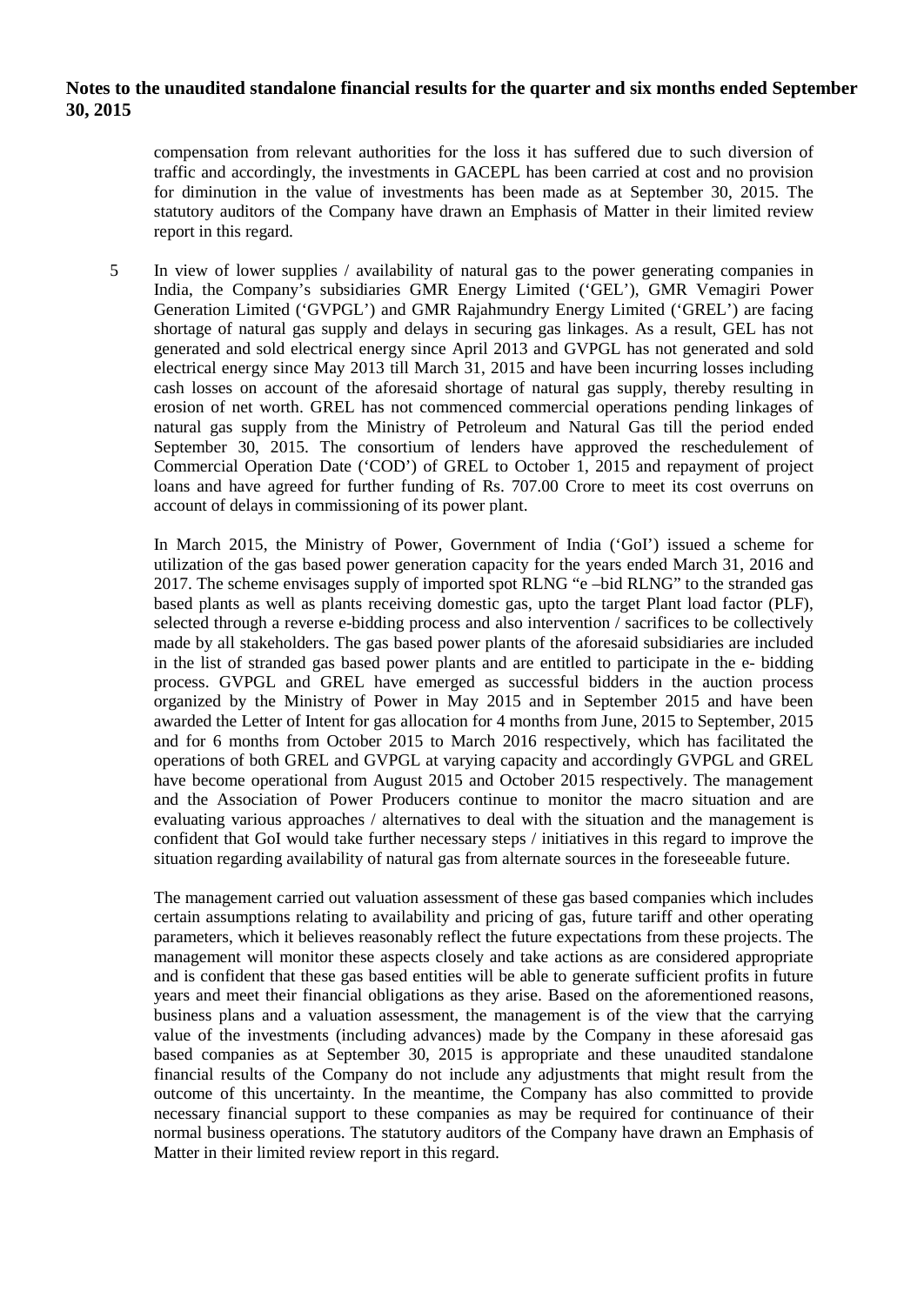**Notes to the unaudited standalone financial results for the quarter and six months ended September 30, 2015**

compensation from relevant authorities for the loss it has suffered due to such diversion of traffic and accordingly, the investments in GACEPL has been carried at cost and no provision for diminution in the value of investments has been made as at September 30, 2015. The statutory auditors of the Company have drawn an Emphasis of Matter in their limited review report in this regard.

5 In view of lower supplies / availability of natural gas to the power generating companies in India, the Company's subsidiaries GMR Energy Limited ('GEL'), GMR Vemagiri Power Generation Limited ('GVPGL') and GMR Rajahmundry Energy Limited ('GREL') are facing shortage of natural gas supply and delays in securing gas linkages. As a result, GEL has not generated and sold electrical energy since April 2013 and GVPGL has not generated and sold electrical energy since May 2013 till March 31, 2015 and have been incurring losses including cash losses on account of the aforesaid shortage of natural gas supply, thereby resulting in erosion of net worth. GREL has not commenced commercial operations pending linkages of natural gas supply from the Ministry of Petroleum and Natural Gas till the period ended September 30, 2015. The consortium of lenders have approved the reschedulement of Commercial Operation Date ('COD') of GREL to October 1, 2015 and repayment of project loans and have agreed for further funding of Rs. 707.00 Crore to meet its cost overruns on account of delays in commissioning of its power plant.

In March 2015, the Ministry of Power, Government of India ('GoI') issued a scheme for utilization of the gas based power generation capacity for the years ended March 31, 2016 and 2017. The scheme envisages supply of imported spot RLNG "e –bid RLNG" to the stranded gas based plants as well as plants receiving domestic gas, upto the target Plant load factor (PLF), selected through a reverse e-bidding process and also intervention / sacrifices to be collectively made by all stakeholders. The gas based power plants of the aforesaid subsidiaries are included in the list of stranded gas based power plants and are entitled to participate in the e- bidding process. GVPGL and GREL have emerged as successful bidders in the auction process organized by the Ministry of Power in May 2015 and in September 2015 and have been awarded the Letter of Intent for gas allocation for 4 months from June, 2015 to September, 2015 and for 6 months from October 2015 to March 2016 respectively, which has facilitated the operations of both GREL and GVPGL at varying capacity and accordingly GVPGL and GREL have become operational from August 2015 and October 2015 respectively. The management and the Association of Power Producers continue to monitor the macro situation and are evaluating various approaches / alternatives to deal with the situation and the management is confident that GoI would take further necessary steps / initiatives in this regard to improve the situation regarding availability of natural gas from alternate sources in the foreseeable future.

The management carried out valuation assessment of these gas based companies which includes certain assumptions relating to availability and pricing of gas, future tariff and other operating parameters, which it believes reasonably reflect the future expectations from these projects. The management will monitor these aspects closely and take actions as are considered appropriate and is confident that these gas based entities will be able to generate sufficient profits in future years and meet their financial obligations as they arise. Based on the aforementioned reasons, business plans and a valuation assessment, the management is of the view that the carrying value of the investments (including advances) made by the Company in these aforesaid gas based companies as at September 30, 2015 is appropriate and these unaudited standalone financial results of the Company do not include any adjustments that might result from the outcome of this uncertainty. In the meantime, the Company has also committed to provide necessary financial support to these companies as may be required for continuance of their normal business operations. The statutory auditors of the Company have drawn an Emphasis of Matter in their limited review report in this regard.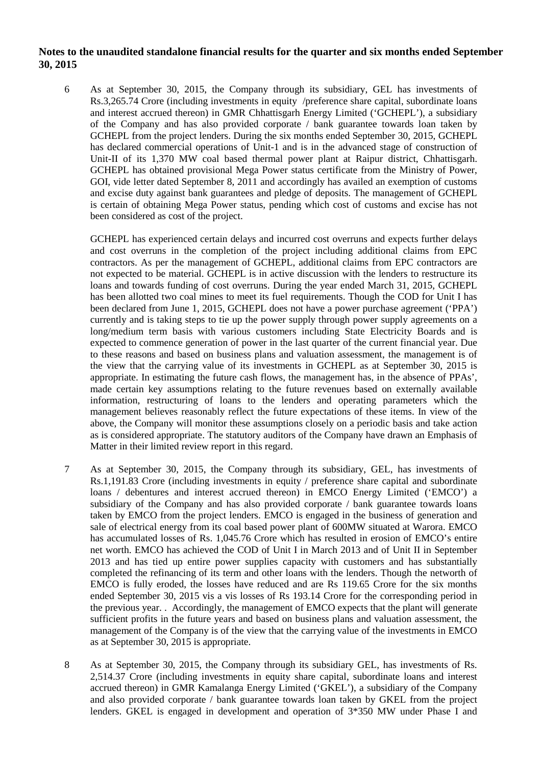**Notes to the unaudited standalone financial results for the quarter and six months ended September 30, 2015**

6 As at September 30, 2015, the Company through its subsidiary, GEL has investments of Rs.3,265.74 Crore (including investments in equity /preference share capital, subordinate loans and interest accrued thereon) in GMR Chhattisgarh Energy Limited ('GCHEPL'), a subsidiary of the Company and has also provided corporate / bank guarantee towards loan taken by GCHEPL from the project lenders. During the six months ended September 30, 2015, GCHEPL has declared commercial operations of Unit-1 and is in the advanced stage of construction of Unit-II of its 1,370 MW coal based thermal power plant at Raipur district, Chhattisgarh. GCHEPL has obtained provisional Mega Power status certificate from the Ministry of Power, GOI, vide letter dated September 8, 2011 and accordingly has availed an exemption of customs and excise duty against bank guarantees and pledge of deposits. The management of GCHEPL is certain of obtaining Mega Power status, pending which cost of customs and excise has not been considered as cost of the project.

GCHEPL has experienced certain delays and incurred cost overruns and expects further delays and cost overruns in the completion of the project including additional claims from EPC contractors. As per the management of GCHEPL, additional claims from EPC contractors are not expected to be material. GCHEPL is in active discussion with the lenders to restructure its loans and towards funding of cost overruns. During the year ended March 31, 2015, GCHEPL has been allotted two coal mines to meet its fuel requirements. Though the COD for Unit I has been declared from June 1, 2015, GCHEPL does not have a power purchase agreement ('PPA') currently and is taking steps to tie up the power supply through power supply agreements on a long/medium term basis with various customers including State Electricity Boards and is expected to commence generation of power in the last quarter of the current financial year. Due to these reasons and based on business plans and valuation assessment, the management is of the view that the carrying value of its investments in GCHEPL as at September 30, 2015 is appropriate. In estimating the future cash flows, the management has, in the absence of PPAs', made certain key assumptions relating to the future revenues based on externally available information, restructuring of loans to the lenders and operating parameters which the management believes reasonably reflect the future expectations of these items. In view of the above, the Company will monitor these assumptions closely on a periodic basis and take action as is considered appropriate. The statutory auditors of the Company have drawn an Emphasis of Matter in their limited review report in this regard.

7 As at September 30, 2015, the Company through its subsidiary, GEL, has investments of Rs.1,191.83 Crore (including investments in equity / preference share capital and subordinate loans / debentures and interest accrued thereon) in EMCO Energy Limited ('EMCO') a subsidiary of the Company and has also provided corporate / bank guarantee towards loans taken by EMCO from the project lenders. EMCO is engaged in the business of generation and sale of electrical energy from its coal based power plant of 600MW situated at Warora. EMCO has accumulated losses of Rs. 1,045.76 Crore which has resulted in erosion of EMCO's entire net worth. EMCO has achieved the COD of Unit I in March 2013 and of Unit II in September 2013 and has tied up entire power supplies capacity with customers and has substantially completed the refinancing of its term and other loans with the lenders. Though the networth of EMCO is fully eroded, the losses have reduced and are Rs 119.65 Crore for the six months ended September 30, 2015 vis a vis losses of Rs 193.14 Crore for the corresponding period in the previous year. . Accordingly, the management of EMCO expects that the plant will generate sufficient profits in the future years and based on business plans and valuation assessment, the management of the Company is of the view that the carrying value of the investments in EMCO as at September 30, 2015 is appropriate.

8 As at September 30, 2015, the Company through its subsidiary GEL, has investments of Rs. 2,514.37 Crore (including investments in equity share capital, subordinate loans and interest accrued thereon) in GMR Kamalanga Energy Limited ('GKEL'), a subsidiary of the Company and also provided corporate / bank guarantee towards loan taken by GKEL from the project lenders. GKEL is engaged in development and operation of 3*350 MW under Phase I and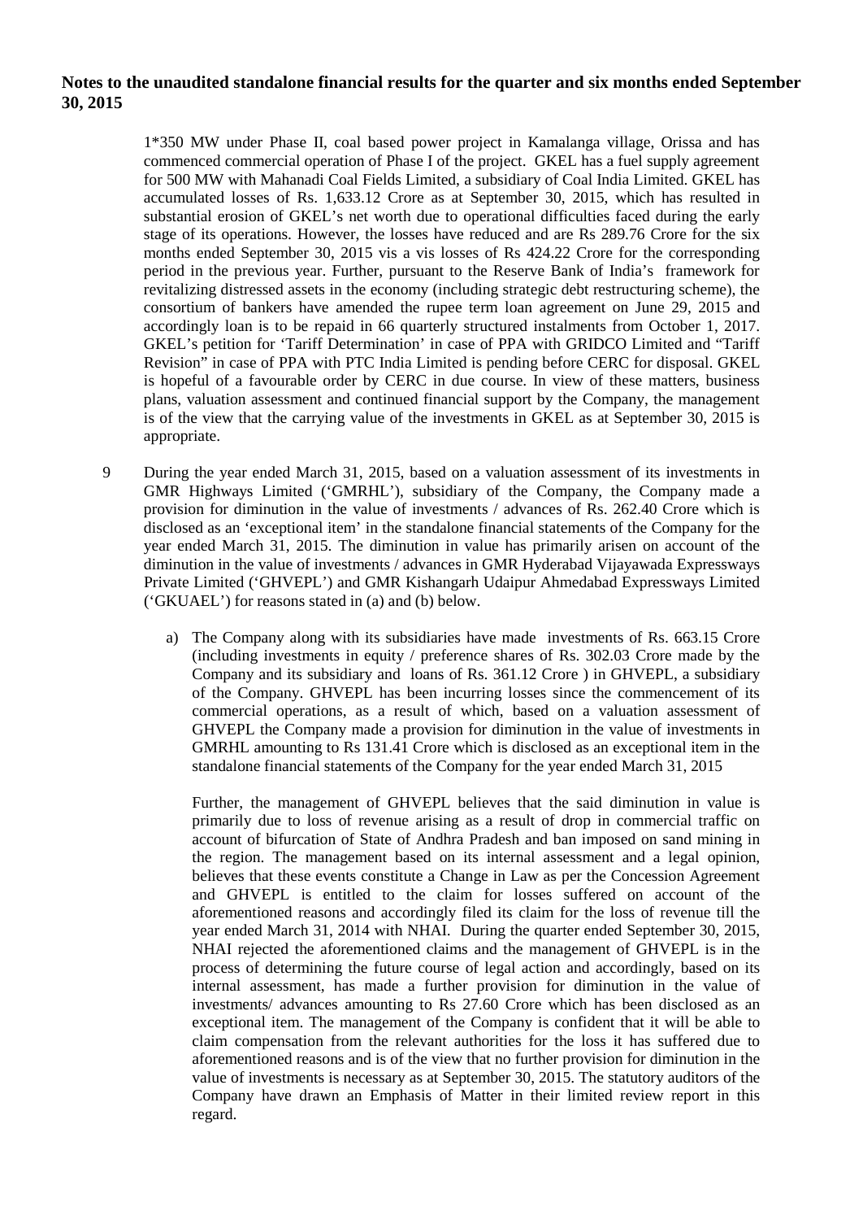**Notes to the unaudited standalone financial results for the quarter and six months ended September 30, 2015**

1*350 MW under Phase II, coal based power project in Kamalanga village, Orissa and has commenced commercial operation of Phase I of the project. GKEL has a fuel supply agreement for 500 MW with Mahanadi Coal Fields Limited, a subsidiary of Coal India Limited. GKEL has accumulated losses of Rs. 1,633.12 Crore as at September 30, 2015, which has resulted in substantial erosion of GKEL's net worth due to operational difficulties faced during the early stage of its operations. However, the losses have reduced and are Rs 289.76 Crore for the six months ended September 30, 2015 vis a vis losses of Rs 424.22 Crore for the corresponding period in the previous year. Further, pursuant to the Reserve Bank of India's framework for revitalizing distressed assets in the economy (including strategic debt restructuring scheme), the consortium of bankers have amended the rupee term loan agreement on June 29, 2015 and accordingly loan is to be repaid in 66 quarterly structured instalments from October 1, 2017. GKEL's petition for 'Tariff Determination' in case of PPA with GRIDCO Limited and "Tariff Revision" in case of PPA with PTC India Limited is pending before CERC for disposal. GKEL is hopeful of a favourable order by CERC in due course. In view of these matters, business plans, valuation assessment and continued financial support by the Company, the management is of the view that the carrying value of the investments in GKEL as at September 30, 2015 is appropriate.

9. During the year ended March 31, 2015, based on a valuation assessment of its investments in GMR Highways Limited ('GMRHL'), subsidiary of the Company, the Company made a provision for diminution in the value of investments / advances of Rs. 262.40 Crore which is disclosed as an 'exceptional item' in the standalone financial statements of the Company for the year ended March 31, 2015. The diminution in value has primarily arisen on account of the diminution in the value of investments / advances in GMR Hyderabad Vijayawada Expressways Private Limited ('GHVEPL') and GMR Kishangarh Udaipur Ahmedabad Expressways Limited ('GKUAEL') for reasons stated in (a) and (b) below.

   a) The Company along with its subsidiaries have made investments of Rs. 663.15 Crore (including investments in equity / preference shares of Rs. 302.03 Crore made by the Company and its subsidiary and loans of Rs. 361.12 Crore ) in GHVEPL, a subsidiary of the Company. GHVEPL has been incurring losses since the commencement of its commercial operations, as a result of which, based on a valuation assessment of GHVEPL the Company made a provision for diminution in the value of investments in GMRHL amounting to Rs 131.41 Crore which is disclosed as an exceptional item in the standalone financial statements of the Company for the year ended March 31, 2015

      Further, the management of GHVEPL believes that the said diminution in value is primarily due to loss of revenue arising as a result of drop in commercial traffic on account of bifurcation of State of Andhra Pradesh and ban imposed on sand mining in the region. The management based on its internal assessment and a legal opinion, believes that these events constitute a Change in Law as per the Concession Agreement and GHVEPL is entitled to the claim for losses suffered on account of the aforementioned reasons and accordingly filed its claim for the loss of revenue till the year ended March 31, 2014 with NHAI. During the quarter ended September 30, 2015, NHAI rejected the aforementioned claims and the management of GHVEPL is in the process of determining the future course of legal action and accordingly, based on its internal assessment, has made a further provision for diminution in the value of investments/ advances amounting to Rs 27.60 Crore which has been disclosed as an exceptional item. The management of the Company is confident that it will be able to claim compensation from the relevant authorities for the loss it has suffered due to aforementioned reasons and is of the view that no further provision for diminution in the value of investments is necessary as at September 30, 2015. The statutory auditors of the Company have drawn an Emphasis of Matter in their limited review report in this regard.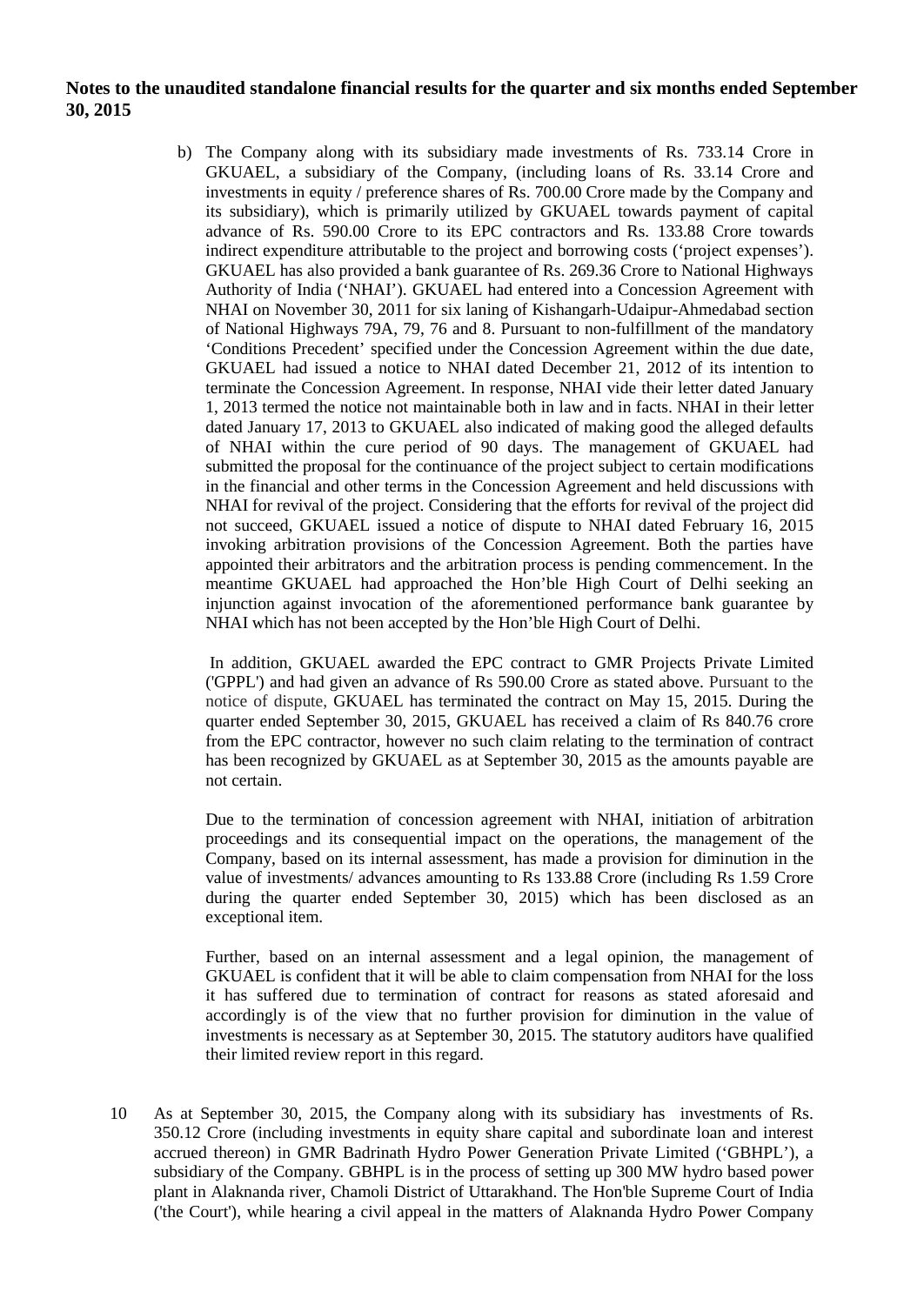**Notes to the unaudited standalone financial results for the quarter and six months ended September 30, 2015**

b) The Company along with its subsidiary made investments of Rs. 733.14 Crore in GKUAEL, a subsidiary of the Company, (including loans of Rs. 33.14 Crore and investments in equity / preference shares of Rs. 700.00 Crore made by the Company and its subsidiary), which is primarily utilized by GKUAEL towards payment of capital advance of Rs. 590.00 Crore to its EPC contractors and Rs. 133.88 Crore towards indirect expenditure attributable to the project and borrowing costs ('project expenses'). GKUAEL has also provided a bank guarantee of Rs. 269.36 Crore to National Highways Authority of India ('NHAI'). GKUAEL had entered into a Concession Agreement with NHAI on November 30, 2011 for six laning of Kishangarh-Udaipur-Ahmedabad section of National Highways 79A, 79, 76 and 8. Pursuant to non-fulfillment of the mandatory 'Conditions Precedent' specified under the Concession Agreement within the due date, GKUAEL had issued a notice to NHAI dated December 21, 2012 of its intention to terminate the Concession Agreement. In response, NHAI vide their letter dated January 1, 2013 termed the notice not maintainable both in law and in facts. NHAI in their letter dated January 17, 2013 to GKUAEL also indicated of making good the alleged defaults of NHAI within the cure period of 90 days. The management of GKUAEL had submitted the proposal for the continuance of the project subject to certain modifications in the financial and other terms in the Concession Agreement and held discussions with NHAI for revival of the project. Considering that the efforts for revival of the project did not succeed, GKUAEL issued a notice of dispute to NHAI dated February 16, 2015 invoking arbitration provisions of the Concession Agreement. Both the parties have appointed their arbitrators and the arbitration process is pending commencement. In the meantime GKUAEL had approached the Hon'ble High Court of Delhi seeking an injunction against invocation of the aforementioned performance bank guarantee by NHAI which has not been accepted by the Hon'ble High Court of Delhi.

In addition, GKUAEL awarded the EPC contract to GMR Projects Private Limited ('GPPL') and had given an advance of Rs 590.00 Crore as stated above. Pursuant to the notice of dispute, GKUAEL has terminated the contract on May 15, 2015. During the quarter ended September 30, 2015, GKUAEL has received a claim of Rs 840.76 crore from the EPC contractor, however no such claim relating to the termination of contract has been recognized by GKUAEL as at September 30, 2015 as the amounts payable are not certain.

Due to the termination of concession agreement with NHAI, initiation of arbitration proceedings and its consequential impact on the operations, the management of the Company, based on its internal assessment, has made a provision for diminution in the value of investments/ advances amounting to Rs 133.88 Crore (including Rs 1.59 Crore during the quarter ended September 30, 2015) which has been disclosed as an exceptional item.

Further, based on an internal assessment and a legal opinion, the management of GKUAEL is confident that it will be able to claim compensation from NHAI for the loss it has suffered due to termination of contract for reasons as stated aforesaid and accordingly is of the view that no further provision for diminution in the value of investments is necessary as at September 30, 2015. The statutory auditors have qualified their limited review report in this regard.

10 As at September 30, 2015, the Company along with its subsidiary has investments of Rs. 350.12 Crore (including investments in equity share capital and subordinate loan and interest accrued thereon) in GMR Badrinath Hydro Power Generation Private Limited ('GBHPL'), a subsidiary of the Company. GBHPL is in the process of setting up 300 MW hydro based power plant in Alaknanda river, Chamoli District of Uttarakhand. The Hon'ble Supreme Court of India ('the Court'), while hearing a civil appeal in the matters of Alaknanda Hydro Power Company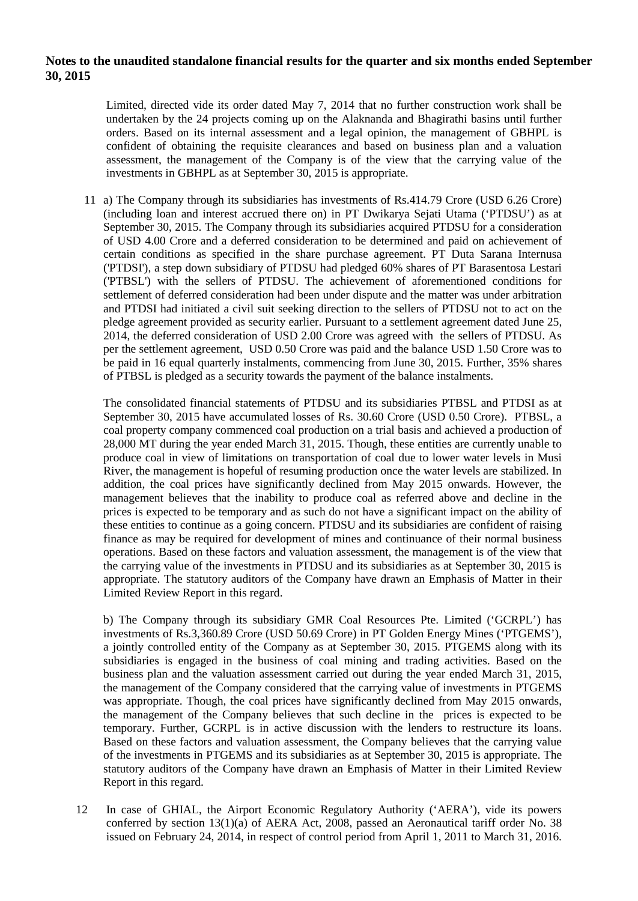**Notes to the unaudited standalone financial results for the quarter and six months ended September 30, 2015**

Limited, directed vide its order dated May 7, 2014 that no further construction work shall be undertaken by the 24 projects coming up on the Alaknanda and Bhagirathi basins until further orders. Based on its internal assessment and a legal opinion, the management of GBHPL is confident of obtaining the requisite clearances and based on business plan and a valuation assessment, the management of the Company is of the view that the carrying value of the investments in GBHPL as at September 30, 2015 is appropriate.

11 a) The Company through its subsidiaries has investments of Rs.414.79 Crore (USD 6.26 Crore) (including loan and interest accrued there on) in PT Dwikarya Sejati Utama ('PTDSU') as at September 30, 2015. The Company through its subsidiaries acquired PTDSU for a consideration of USD 4.00 Crore and a deferred consideration to be determined and paid on achievement of certain conditions as specified in the share purchase agreement. PT Duta Sarana Internusa ('PTDSI'), a step down subsidiary of PTDSU had pledged 60% shares of PT Barasentosa Lestari ('PTBSL') with the sellers of PTDSU. The achievement of aforementioned conditions for settlement of deferred consideration had been under dispute and the matter was under arbitration and PTDSI had initiated a civil suit seeking direction to the sellers of PTDSU not to act on the pledge agreement provided as security earlier. Pursuant to a settlement agreement dated June 25, 2014, the deferred consideration of USD 2.00 Crore was agreed with the sellers of PTDSU. As per the settlement agreement, USD 0.50 Crore was paid and the balance USD 1.50 Crore was to be paid in 16 equal quarterly instalments, commencing from June 30, 2015. Further, 35% shares of PTBSL is pledged as a security towards the payment of the balance instalments.

The consolidated financial statements of PTDSU and its subsidiaries PTBSL and PTDSI as at September 30, 2015 have accumulated losses of Rs. 30.60 Crore (USD 0.50 Crore). PTBSL, a coal property company commenced coal production on a trial basis and achieved a production of 28,000 MT during the year ended March 31, 2015. Though, these entities are currently unable to produce coal in view of limitations on transportation of coal due to lower water levels in Musi River, the management is hopeful of resuming production once the water levels are stabilized. In addition, the coal prices have significantly declined from May 2015 onwards. However, the management believes that the inability to produce coal as referred above and decline in the prices is expected to be temporary and as such do not have a significant impact on the ability of these entities to continue as a going concern. PTDSU and its subsidiaries are confident of raising finance as may be required for development of mines and continuance of their normal business operations. Based on these factors and valuation assessment, the management is of the view that the carrying value of the investments in PTDSU and its subsidiaries as at September 30, 2015 is appropriate. The statutory auditors of the Company have drawn an Emphasis of Matter in their Limited Review Report in this regard.

b) The Company through its subsidiary GMR Coal Resources Pte. Limited ('GCRPL') has investments of Rs.3,360.89 Crore (USD 50.69 Crore) in PT Golden Energy Mines ('PTGEMS'), a jointly controlled entity of the Company as at September 30, 2015. PTGEMS along with its subsidiaries is engaged in the business of coal mining and trading activities. Based on the business plan and the valuation assessment carried out during the year ended March 31, 2015, the management of the Company considered that the carrying value of investments in PTGEMS was appropriate. Though, the coal prices have significantly declined from May 2015 onwards, the management of the Company believes that such decline in the prices is expected to be temporary. Further, GCRPL is in active discussion with the lenders to restructure its loans. Based on these factors and valuation assessment, the Company believes that the carrying value of the investments in PTGEMS and its subsidiaries as at September 30, 2015 is appropriate. The statutory auditors of the Company have drawn an Emphasis of Matter in their Limited Review Report in this regard.

12 In case of GHIAL, the Airport Economic Regulatory Authority ('AERA'), vide its powers conferred by section 13(1)(a) of AERA Act, 2008, passed an Aeronautical tariff order No. 38 issued on February 24, 2014, in respect of control period from April 1, 2011 to March 31, 2016.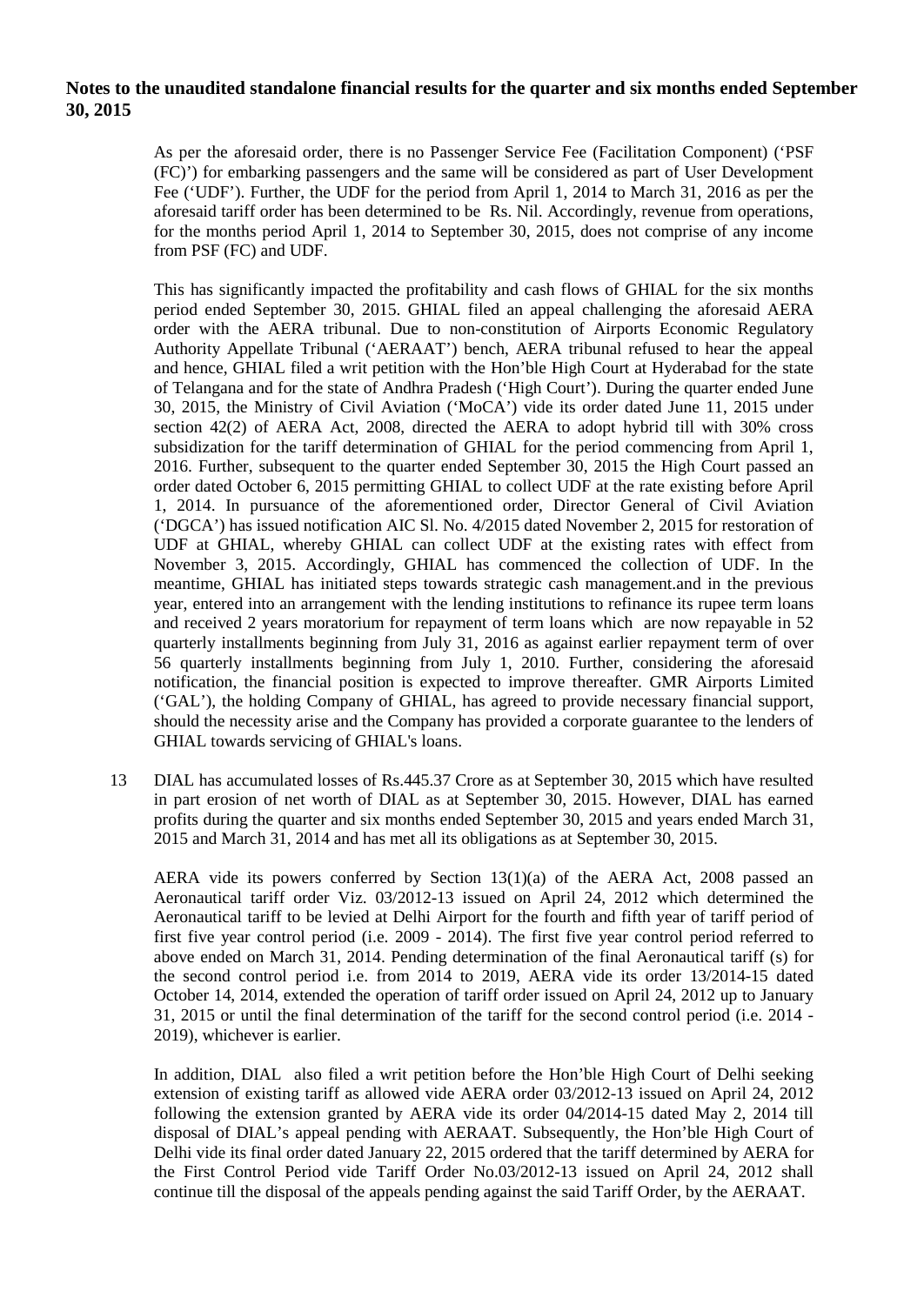**Notes to the unaudited standalone financial results for the quarter and six months ended September 30, 2015**

As per the aforesaid order, there is no Passenger Service Fee (Facilitation Component) ('PSF (FC)') for embarking passengers and the same will be considered as part of User Development Fee ('UDF'). Further, the UDF for the period from April 1, 2014 to March 31, 2016 as per the aforesaid tariff order has been determined to be Rs. Nil. Accordingly, revenue from operations, for the months period April 1, 2014 to September 30, 2015, does not comprise of any income from PSF (FC) and UDF.

This has significantly impacted the profitability and cash flows of GHIAL for the six months period ended September 30, 2015. GHIAL filed an appeal challenging the aforesaid AERA order with the AERA tribunal. Due to non-constitution of Airports Economic Regulatory Authority Appellate Tribunal ('AERAAT') bench, AERA tribunal refused to hear the appeal and hence, GHIAL filed a writ petition with the Hon'ble High Court at Hyderabad for the state of Telangana and for the state of Andhra Pradesh ('High Court'). During the quarter ended June 30, 2015, the Ministry of Civil Aviation ('MoCA') vide its order dated June 11, 2015 under section 42(2) of AERA Act, 2008, directed the AERA to adopt hybrid till with 30% cross subsidization for the tariff determination of GHIAL for the period commencing from April 1, 2016. Further, subsequent to the quarter ended September 30, 2015 the High Court passed an order dated October 6, 2015 permitting GHIAL to collect UDF at the rate existing before April 1, 2014. In pursuance of the aforementioned order, Director General of Civil Aviation ('DGCA') has issued notification AIC Sl. No. 4/2015 dated November 2, 2015 for restoration of UDF at GHIAL, whereby GHIAL can collect UDF at the existing rates with effect from November 3, 2015. Accordingly, GHIAL has commenced the collection of UDF. In the meantime, GHIAL has initiated steps towards strategic cash management.and in the previous year, entered into an arrangement with the lending institutions to refinance its rupee term loans and received 2 years moratorium for repayment of term loans which are now repayable in 52 quarterly installments beginning from July 31, 2016 as against earlier repayment term of over 56 quarterly installments beginning from July 1, 2010. Further, considering the aforesaid notification, the financial position is expected to improve thereafter. GMR Airports Limited ('GAL'), the holding Company of GHIAL, has agreed to provide necessary financial support, should the necessity arise and the Company has provided a corporate guarantee to the lenders of GHIAL towards servicing of GHIAL's loans.

13 DIAL has accumulated losses of Rs.445.37 Crore as at September 30, 2015 which have resulted in part erosion of net worth of DIAL as at September 30, 2015. However, DIAL has earned profits during the quarter and six months ended September 30, 2015 and years ended March 31, 2015 and March 31, 2014 and has met all its obligations as at September 30, 2015.

AERA vide its powers conferred by Section 13(1)(a) of the AERA Act, 2008 passed an Aeronautical tariff order Viz. 03/2012-13 issued on April 24, 2012 which determined the Aeronautical tariff to be levied at Delhi Airport for the fourth and fifth year of tariff period of first five year control period (i.e. 2009 - 2014). The first five year control period referred to above ended on March 31, 2014. Pending determination of the final Aeronautical tariff (s) for the second control period i.e. from 2014 to 2019, AERA vide its order 13/2014-15 dated October 14, 2014, extended the operation of tariff order issued on April 24, 2012 up to January 31, 2015 or until the final determination of the tariff for the second control period (i.e. 2014 - 2019), whichever is earlier.

In addition, DIAL also filed a writ petition before the Hon'ble High Court of Delhi seeking extension of existing tariff as allowed vide AERA order 03/2012-13 issued on April 24, 2012 following the extension granted by AERA vide its order 04/2014-15 dated May 2, 2014 till disposal of DIAL's appeal pending with AERAAT. Subsequently, the Hon'ble High Court of Delhi vide its final order dated January 22, 2015 ordered that the tariff determined by AERA for the First Control Period vide Tariff Order No.03/2012-13 issued on April 24, 2012 shall continue till the disposal of the appeals pending against the said Tariff Order, by the AERAAT.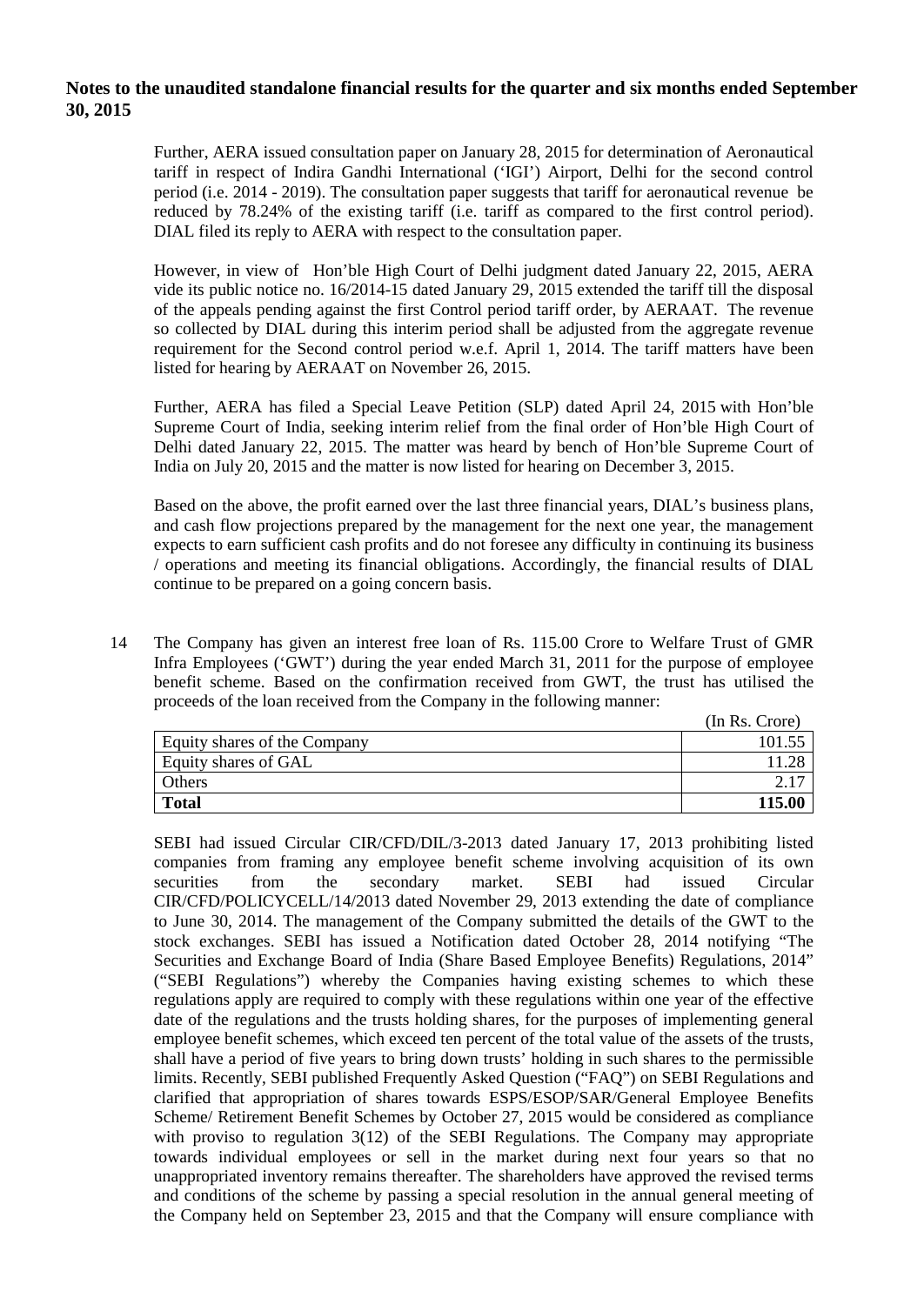# Notes to the unaudited standalone financial results for the quarter and six months ended September 30, 2015

Further, AERA issued consultation paper on January 28, 2015 for determination of Aeronautical tariff in respect of Indira Gandhi International ('IGI') Airport, Delhi for the second control period (i.e. 2014 - 2019). The consultation paper suggests that tariff for aeronautical revenue be reduced by 78.24% of the existing tariff (i.e. tariff as compared to the first control period). DIAL filed its reply to AERA with respect to the consultation paper.

However, in view of Hon'ble High Court of Delhi judgment dated January 22, 2015, AERA vide its public notice no. 16/2014-15 dated January 29, 2015 extended the tariff till the disposal of the appeals pending against the first Control period tariff order, by AERAAT. The revenue so collected by DIAL during this interim period shall be adjusted from the aggregate revenue requirement for the Second control period w.e.f. April 1, 2014. The tariff matters have been listed for hearing by AERAAT on November 26, 2015.

Further, AERA has filed a Special Leave Petition (SLP) dated April 24, 2015 with Hon'ble Supreme Court of India, seeking interim relief from the final order of Hon'ble High Court of Delhi dated January 22, 2015. The matter was heard by bench of Hon'ble Supreme Court of India on July 20, 2015 and the matter is now listed for hearing on December 3, 2015.

Based on the above, the profit earned over the last three financial years, DIAL's business plans, and cash flow projections prepared by the management for the next one year, the management expects to earn sufficient cash profits and do not foresee any difficulty in continuing its business / operations and meeting its financial obligations. Accordingly, the financial results of DIAL continue to be prepared on a going concern basis.

14 The Company has given an interest free loan of Rs. 115.00 Crore to Welfare Trust of GMR Infra Employees ('GWT') during the year ended March 31, 2011 for the purpose of employee benefit scheme. Based on the confirmation received from GWT, the trust has utilised the proceeds of the loan received from the Company in the following manner:

(In Rs. Crore)

| | |
|---|---|
| Equity shares of the Company | 101.55 |
| Equity shares of GAL | 11.28 |
| Others | 2.17 |
| **Total** | **115.00** |

SEBI had issued Circular CIR/CFD/DIL/3-2013 dated January 17, 2013 prohibiting listed companies from framing any employee benefit scheme involving acquisition of its own securities from the secondary market. SEBI had issued Circular CIR/CFD/POLICYCELL/14/2013 dated November 29, 2013 extending the date of compliance to June 30, 2014. The management of the Company submitted the details of the GWT to the stock exchanges. SEBI has issued a Notification dated October 28, 2014 notifying "The Securities and Exchange Board of India (Share Based Employee Benefits) Regulations, 2014" ("SEBI Regulations") whereby the Companies having existing schemes to which these regulations apply are required to comply with these regulations within one year of the effective date of the regulations and the trusts holding shares, for the purposes of implementing general employee benefit schemes, which exceed ten percent of the total value of the assets of the trusts, shall have a period of five years to bring down trusts' holding in such shares to the permissible limits. Recently, SEBI published Frequently Asked Question ("FAQ") on SEBI Regulations and clarified that appropriation of shares towards ESPS/ESOP/SAR/General Employee Benefits Scheme/ Retirement Benefit Schemes by October 27, 2015 would be considered as compliance with proviso to regulation 3(12) of the SEBI Regulations. The Company may appropriate towards individual employees or sell in the market during next four years so that no unappropriated inventory remains thereafter. The shareholders have approved the revised terms and conditions of the scheme by passing a special resolution in the annual general meeting of the Company held on September 23, 2015 and that the Company will ensure compliance with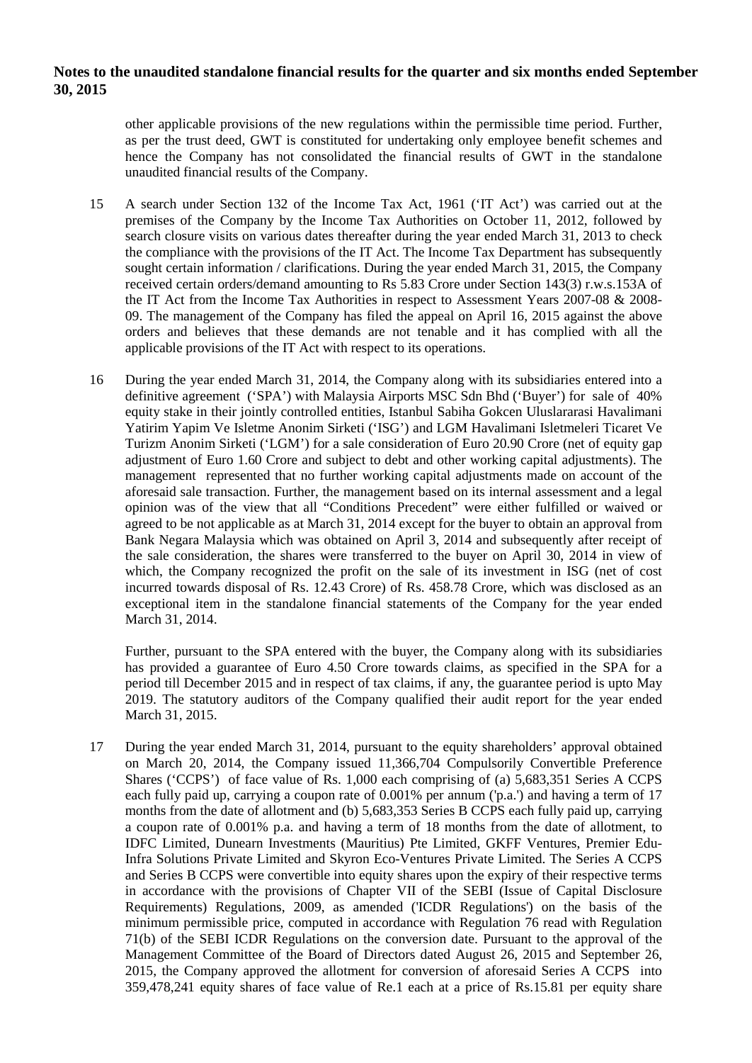other applicable provisions of the new regulations within the permissible time period. Further, as per the trust deed, GWT is constituted for undertaking only employee benefit schemes and hence the Company has not consolidated the financial results of GWT in the standalone unaudited financial results of the Company.

15 A search under Section 132 of the Income Tax Act, 1961 ('IT Act') was carried out at the premises of the Company by the Income Tax Authorities on October 11, 2012, followed by search closure visits on various dates thereafter during the year ended March 31, 2013 to check the compliance with the provisions of the IT Act. The Income Tax Department has subsequently sought certain information / clarifications. During the year ended March 31, 2015, the Company received certain orders/demand amounting to Rs 5.83 Crore under Section 143(3) r.w.s.153A of the IT Act from the Income Tax Authorities in respect to Assessment Years 2007-08 & 2008-09. The management of the Company has filed the appeal on April 16, 2015 against the above orders and believes that these demands are not tenable and it has complied with all the applicable provisions of the IT Act with respect to its operations.

16 During the year ended March 31, 2014, the Company along with its subsidiaries entered into a definitive agreement ('SPA') with Malaysia Airports MSC Sdn Bhd ('Buyer') for sale of 40% equity stake in their jointly controlled entities, Istanbul Sabiha Gokcen Uluslararasi Havalimani Yatirim Yapim Ve Isletme Anonim Sirketi ('ISG') and LGM Havalimani Isletmeleri Ticaret Ve Turizm Anonim Sirketi ('LGM') for a sale consideration of Euro 20.90 Crore (net of equity gap adjustment of Euro 1.60 Crore and subject to debt and other working capital adjustments). The management represented that no further working capital adjustments made on account of the aforesaid sale transaction. Further, the management based on its internal assessment and a legal opinion was of the view that all "Conditions Precedent" were either fulfilled or waived or agreed to be not applicable as at March 31, 2014 except for the buyer to obtain an approval from Bank Negara Malaysia which was obtained on April 3, 2014 and subsequently after receipt of the sale consideration, the shares were transferred to the buyer on April 30, 2014 in view of which, the Company recognized the profit on the sale of its investment in ISG (net of cost incurred towards disposal of Rs. 12.43 Crore) of Rs. 458.78 Crore, which was disclosed as an exceptional item in the standalone financial statements of the Company for the year ended March 31, 2014.

Further, pursuant to the SPA entered with the buyer, the Company along with its subsidiaries has provided a guarantee of Euro 4.50 Crore towards claims, as specified in the SPA for a period till December 2015 and in respect of tax claims, if any, the guarantee period is upto May 2019. The statutory auditors of the Company qualified their audit report for the year ended March 31, 2015.

17 During the year ended March 31, 2014, pursuant to the equity shareholders' approval obtained on March 20, 2014, the Company issued 11,366,704 Compulsorily Convertible Preference Shares ('CCPS') of face value of Rs. 1,000 each comprising of (a) 5,683,351 Series A CCPS each fully paid up, carrying a coupon rate of 0.001% per annum ('p.a.') and having a term of 17 months from the date of allotment and (b) 5,683,353 Series B CCPS each fully paid up, carrying a coupon rate of 0.001% p.a. and having a term of 18 months from the date of allotment, to IDFC Limited, Dunearn Investments (Mauritius) Pte Limited, GKFF Ventures, Premier Edu-Infra Solutions Private Limited and Skyron Eco-Ventures Private Limited. The Series A CCPS and Series B CCPS were convertible into equity shares upon the expiry of their respective terms in accordance with the provisions of Chapter VII of the SEBI (Issue of Capital Disclosure Requirements) Regulations, 2009, as amended ('ICDR Regulations') on the basis of the minimum permissible price, computed in accordance with Regulation 76 read with Regulation 71(b) of the SEBI ICDR Regulations on the conversion date. Pursuant to the approval of the Management Committee of the Board of Directors dated August 26, 2015 and September 26, 2015, the Company approved the allotment for conversion of aforesaid Series A CCPS into 359,478,241 equity shares of face value of Re.1 each at a price of Rs.15.81 per equity share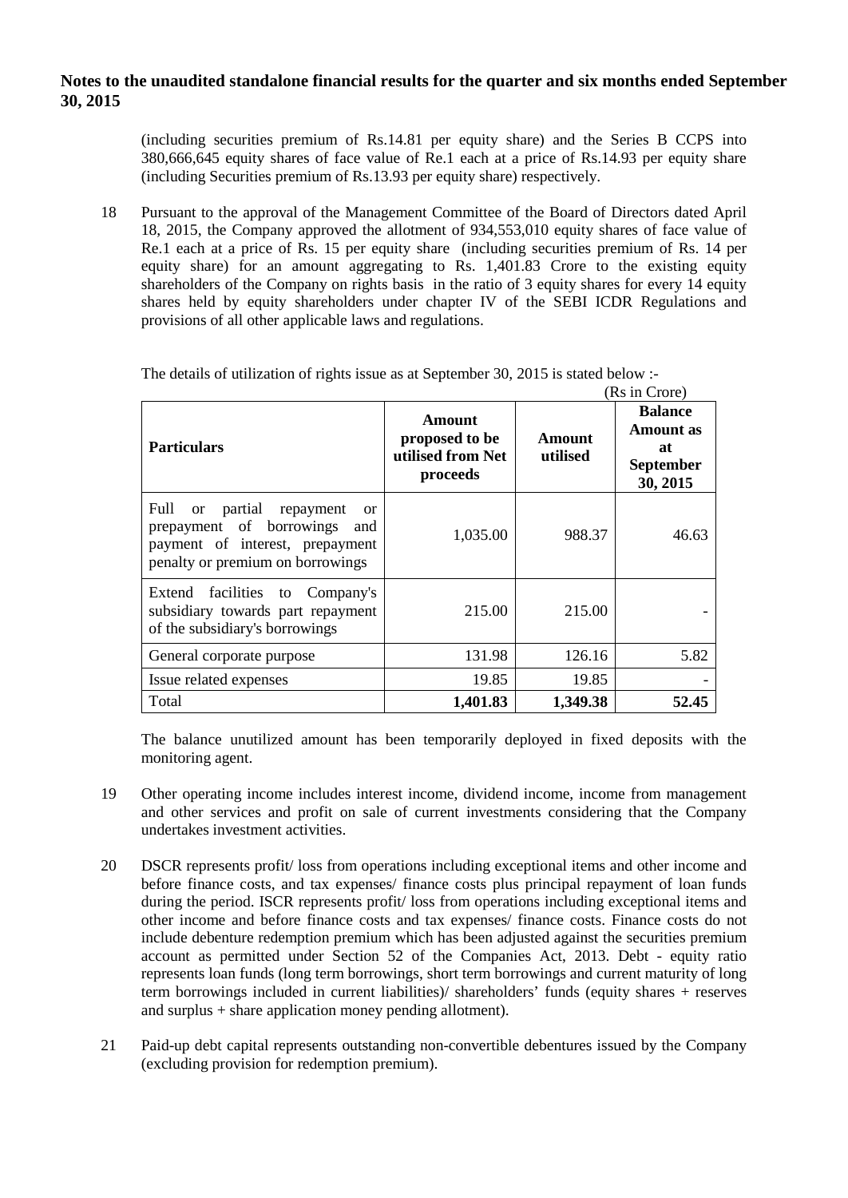**Notes to the unaudited standalone financial results for the quarter and six months ended September 30, 2015**

(including securities premium of Rs.14.81 per equity share) and the Series B CCPS into 380,666,645 equity shares of face value of Re.1 each at a price of Rs.14.93 per equity share (including Securities premium of Rs.13.93 per equity share) respectively.

18 Pursuant to the approval of the Management Committee of the Board of Directors dated April 18, 2015, the Company approved the allotment of 934,553,010 equity shares of face value of Re.1 each at a price of Rs. 15 per equity share (including securities premium of Rs. 14 per equity share) for an amount aggregating to Rs. 1,401.83 Crore to the existing equity shareholders of the Company on rights basis in the ratio of 3 equity shares for every 14 equity shares held by equity shareholders under chapter IV of the SEBI ICDR Regulations and provisions of all other applicable laws and regulations.

The details of utilization of rights issue as at September 30, 2015 is stated below :-

(Rs in Crore)

| Particulars | Amount proposed to be utilised from Net proceeds | Amount utilised | Balance Amount as at September 30, 2015 |
|---|---|---|---|
| Full or partial repayment or prepayment of borrowings and payment of interest, prepayment penalty or premium on borrowings | 1,035.00 | 988.37 | 46.63 |
| Extend facilities to Company's subsidiary towards part repayment of the subsidiary's borrowings | 215.00 | 215.00 | - |
| General corporate purpose | 131.98 | 126.16 | 5.82 |
| Issue related expenses | 19.85 | 19.85 | - |
| Total | **1,401.83** | **1,349.38** | **52.45** |

The balance unutilized amount has been temporarily deployed in fixed deposits with the monitoring agent.

19 Other operating income includes interest income, dividend income, income from management and other services and profit on sale of current investments considering that the Company undertakes investment activities.

20 DSCR represents profit/ loss from operations including exceptional items and other income and before finance costs, and tax expenses/ finance costs plus principal repayment of loan funds during the period. ISCR represents profit/ loss from operations including exceptional items and other income and before finance costs and tax expenses/ finance costs. Finance costs do not include debenture redemption premium which has been adjusted against the securities premium account as permitted under Section 52 of the Companies Act, 2013. Debt - equity ratio represents loan funds (long term borrowings, short term borrowings and current maturity of long term borrowings included in current liabilities)/ shareholders' funds (equity shares + reserves and surplus + share application money pending allotment).

21 Paid-up debt capital represents outstanding non-convertible debentures issued by the Company (excluding provision for redemption premium).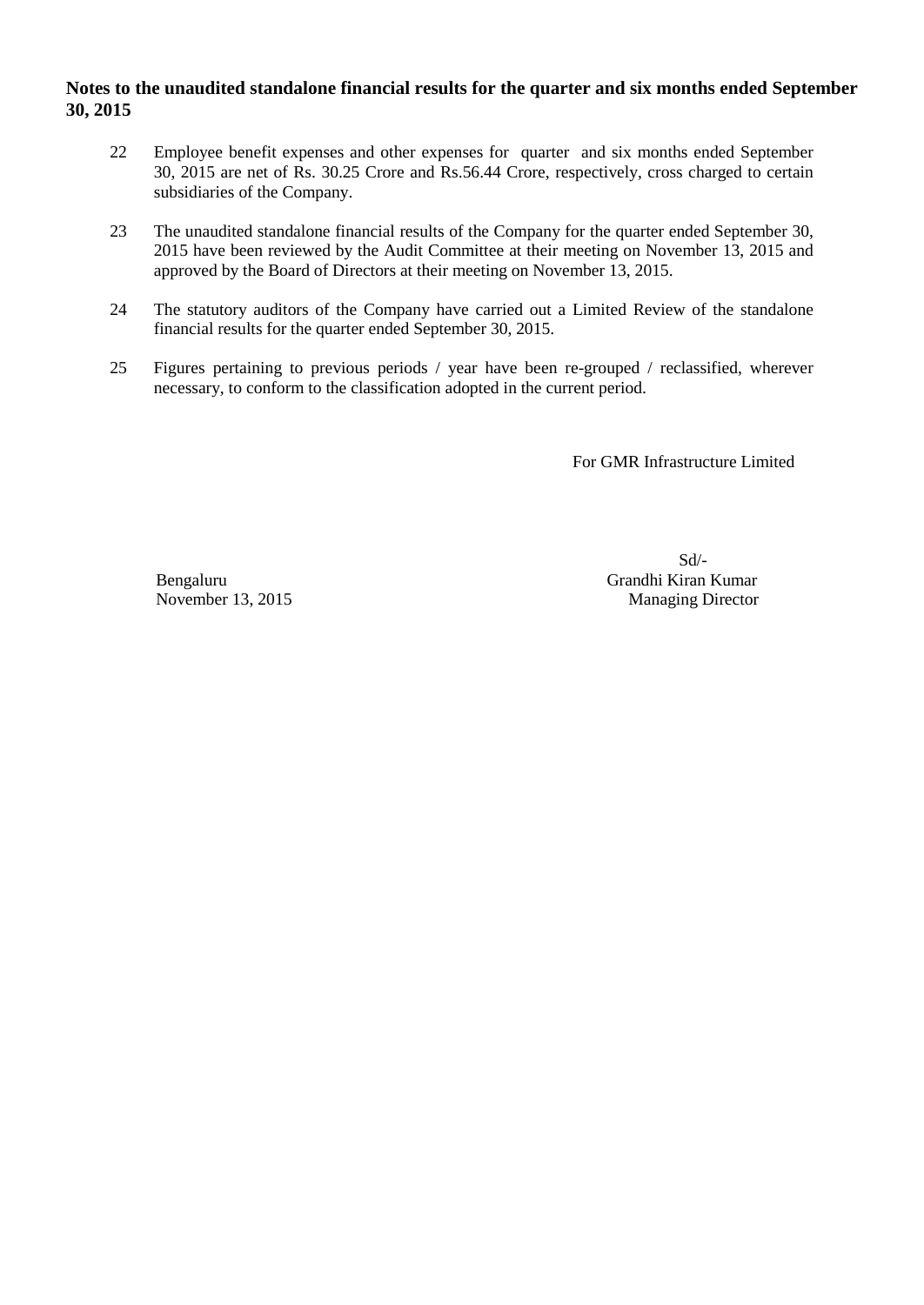**Notes to the unaudited standalone financial results for the quarter and six months ended September 30, 2015**

22 Employee benefit expenses and other expenses for quarter and six months ended September 30, 2015 are net of Rs. 30.25 Crore and Rs.56.44 Crore, respectively, cross charged to certain subsidiaries of the Company.

23 The unaudited standalone financial results of the Company for the quarter ended September 30, 2015 have been reviewed by the Audit Committee at their meeting on November 13, 2015 and approved by the Board of Directors at their meeting on November 13, 2015.

24 The statutory auditors of the Company have carried out a Limited Review of the standalone financial results for the quarter ended September 30, 2015.

25 Figures pertaining to previous periods / year have been re-grouped / reclassified, wherever necessary, to conform to the classification adopted in the current period.

For GMR Infrastructure Limited

Sd/-

Grandhi Kiran Kumar

Managing Director

Bengaluru

November 13, 2015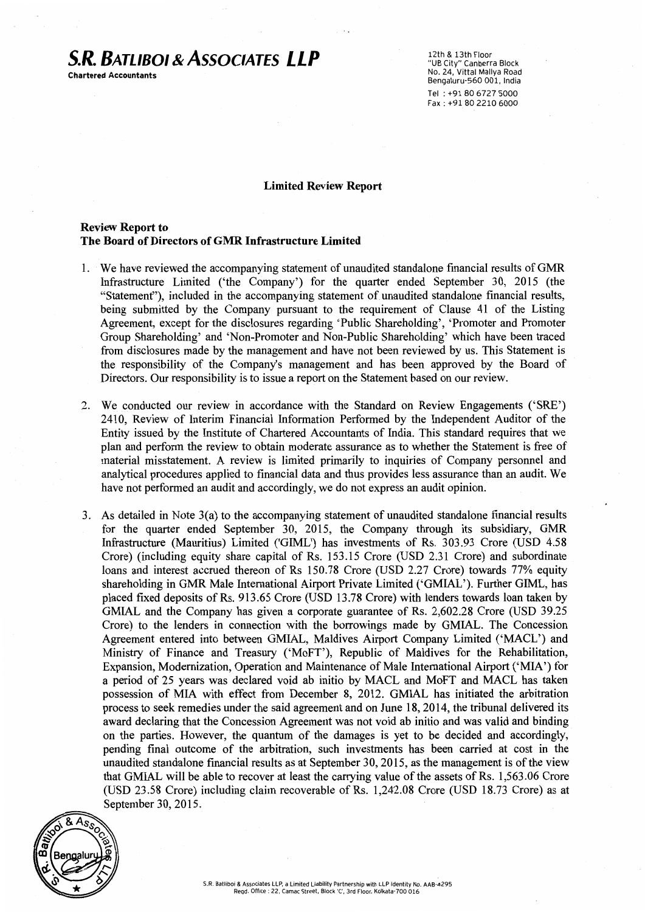**S.R. BATLIBOI & ASSOCIATES LLP**
**Chartered Accountants**

12th & 13th Floor
"UB City" Canberra Block
No. 24, Vittal Mallya Road
Bengaluru-560 001, India
Tel : +91 80 6727 5000
Fax : +91 80 2210 6000

## Limited Review Report

**Review Report to**
**The Board of Directors of GMR Infrastructure Limited**

1. We have reviewed the accompanying statement of unaudited standalone financial results of GMR Infrastructure Limited ('the Company') for the quarter ended September 30, 2015 (the "Statement"), included in the accompanying statement of unaudited standalone financial results, being submitted by the Company pursuant to the requirement of Clause 41 of the Listing Agreement, except for the disclosures regarding 'Public Shareholding', 'Promoter and Promoter Group Shareholding' and 'Non-Promoter and Non-Public Shareholding' which have been traced from disclosures made by the management and have not been reviewed by us. This Statement is the responsibility of the Company's management and has been approved by the Board of Directors. Our responsibility is to issue a report on the Statement based on our review.

2. We conducted our review in accordance with the Standard on Review Engagements ('SRE') 2410, Review of Interim Financial Information Performed by the Independent Auditor of the Entity issued by the Institute of Chartered Accountants of India. This standard requires that we plan and perform the review to obtain moderate assurance as to whether the Statement is free of material misstatement. A review is limited primarily to inquiries of Company personnel and analytical procedures applied to financial data and thus provides less assurance than an audit. We have not performed an audit and accordingly, we do not express an audit opinion.

3. As detailed in Note 3(a) to the accompanying statement of unaudited standalone financial results for the quarter ended September 30, 2015, the Company through its subsidiary, GMR Infrastructure (Mauritius) Limited ('GIML') has investments of Rs. 303.93 Crore (USD 4.58 Crore) (including equity share capital of Rs. 153.15 Crore (USD 2.31 Crore) and subordinate loans and interest accrued thereon of Rs 150.78 Crore (USD 2.27 Crore) towards 77% equity shareholding in GMR Male International Airport Private Limited ('GMIAL'). Further GIML, has placed fixed deposits of Rs. 913.65 Crore (USD 13.78 Crore) with lenders towards loan taken by GMIAL and the Company has given a corporate guarantee of Rs. 2,602.28 Crore (USD 39.25 Crore) to the lenders in connection with the borrowings made by GMIAL. The Concession Agreement entered into between GMIAL, Maldives Airport Company Limited ('MACL') and Ministry of Finance and Treasury ('MoFT'), Republic of Maldives for the Rehabilitation, Expansion, Modernization, Operation and Maintenance of Male International Airport ('MIA') for a period of 25 years was declared void ab initio by MACL and MoFT and MACL has taken possession of MIA with effect from December 8, 2012. GMIAL has initiated the arbitration process to seek remedies under the said agreement and on June 18, 2014, the tribunal delivered its award declaring that the Concession Agreement was not void ab initio and was valid and binding on the parties. However, the quantum of the damages is yet to be decided and accordingly, pending final outcome of the arbitration, such investments has been carried at cost in the unaudited standalone financial results as at September 30, 2015, as the management is of the view that GMIAL will be able to recover at least the carrying value of the assets of Rs. 1,563.06 Crore (USD 23.58 Crore) including claim recoverable of Rs. 1,242.08 Crore (USD 18.73 Crore) as at September 30, 2015.

S.R. Batliboi & Associates LLP, a Limited Liability Partnership with LLP Identity No. AAB-4295
Regd. Office : 22, Camac Street, Block 'C', 3rd Floor, Kolkata-700 016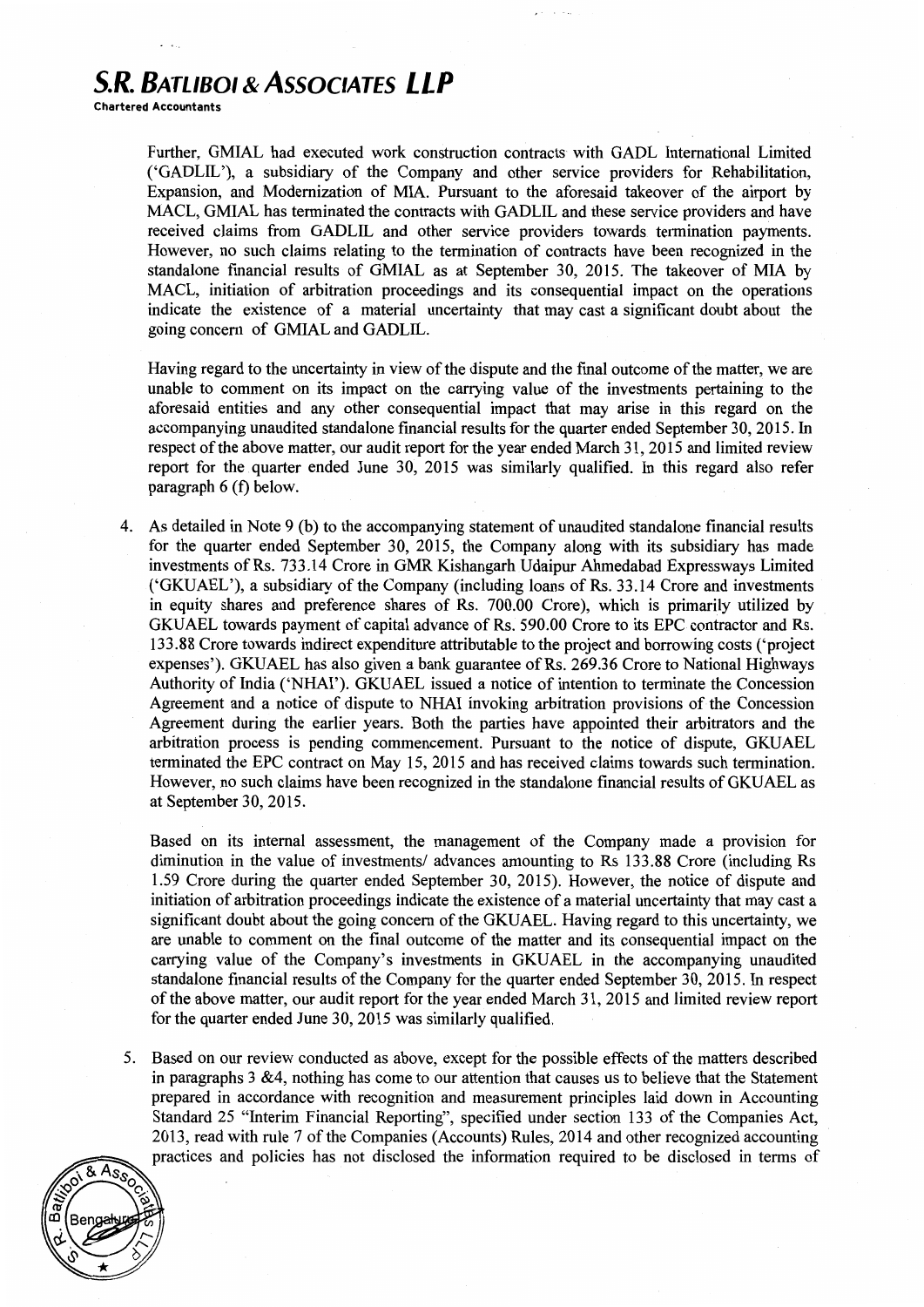Further, GMIAL had executed work construction contracts with GADL International Limited ('GADLIL'), a subsidiary of the Company and other service providers for Rehabilitation, Expansion, and Modernization of MIA. Pursuant to the aforesaid takeover of the airport by MACL, GMIAL has terminated the contracts with GADLIL and these service providers and have received claims from GADLIL and other service providers towards termination payments. However, no such claims relating to the termination of contracts have been recognized in the standalone financial results of GMIAL as at September 30, 2015. The takeover of MIA by MACL, initiation of arbitration proceedings and its consequential impact on the operations indicate the existence of a material uncertainty that may cast a significant doubt about the going concern of GMIAL and GADLIL.

Having regard to the uncertainty in view of the dispute and the final outcome of the matter, we are unable to comment on its impact on the carrying value of the investments pertaining to the aforesaid entities and any other consequential impact that may arise in this regard on the accompanying unaudited standalone financial results for the quarter ended September 30, 2015. In respect of the above matter, our audit report for the year ended March 31, 2015 and limited review report for the quarter ended June 30, 2015 was similarly qualified. In this regard also refer paragraph 6 (f) below.

4. As detailed in Note 9 (b) to the accompanying statement of unaudited standalone financial results for the quarter ended September 30, 2015, the Company along with its subsidiary has made investments of Rs. 733.14 Crore in GMR Kishangarh Udaipur Ahmedabad Expressways Limited ('GKUAEL'), a subsidiary of the Company (including loans of Rs. 33.14 Crore and investments in equity shares and preference shares of Rs. 700.00 Crore), which is primarily utilized by GKUAEL towards payment of capital advance of Rs. 590.00 Crore to its EPC contractor and Rs. 133.88 Crore towards indirect expenditure attributable to the project and borrowing costs ('project expenses'). GKUAEL has also given a bank guarantee of Rs. 269.36 Crore to National Highways Authority of India ('NHAI'). GKUAEL issued a notice of intention to terminate the Concession Agreement and a notice of dispute to NHAI invoking arbitration provisions of the Concession Agreement during the earlier years. Both the parties have appointed their arbitrators and the arbitration process is pending commencement. Pursuant to the notice of dispute, GKUAEL terminated the EPC contract on May 15, 2015 and has received claims towards such termination. However, no such claims have been recognized in the standalone financial results of GKUAEL as at September 30, 2015.

   Based on its internal assessment, the management of the Company made a provision for diminution in the value of investments/ advances amounting to Rs 133.88 Crore (including Rs 1.59 Crore during the quarter ended September 30, 2015). However, the notice of dispute and initiation of arbitration proceedings indicate the existence of a material uncertainty that may cast a significant doubt about the going concern of the GKUAEL. Having regard to this uncertainty, we are unable to comment on the final outcome of the matter and its consequential impact on the carrying value of the Company's investments in GKUAEL in the accompanying unaudited standalone financial results of the Company for the quarter ended September 30, 2015. In respect of the above matter, our audit report for the year ended March 31, 2015 and limited review report for the quarter ended June 30, 2015 was similarly qualified.

5. Based on our review conducted as above, except for the possible effects of the matters described in paragraphs 3 &4, nothing has come to our attention that causes us to believe that the Statement prepared in accordance with recognition and measurement principles laid down in Accounting Standard 25 "Interim Financial Reporting", specified under section 133 of the Companies Act, 2013, read with rule 7 of the Companies (Accounts) Rules, 2014 and other recognized accounting practices and policies has not disclosed the information required to be disclosed in terms of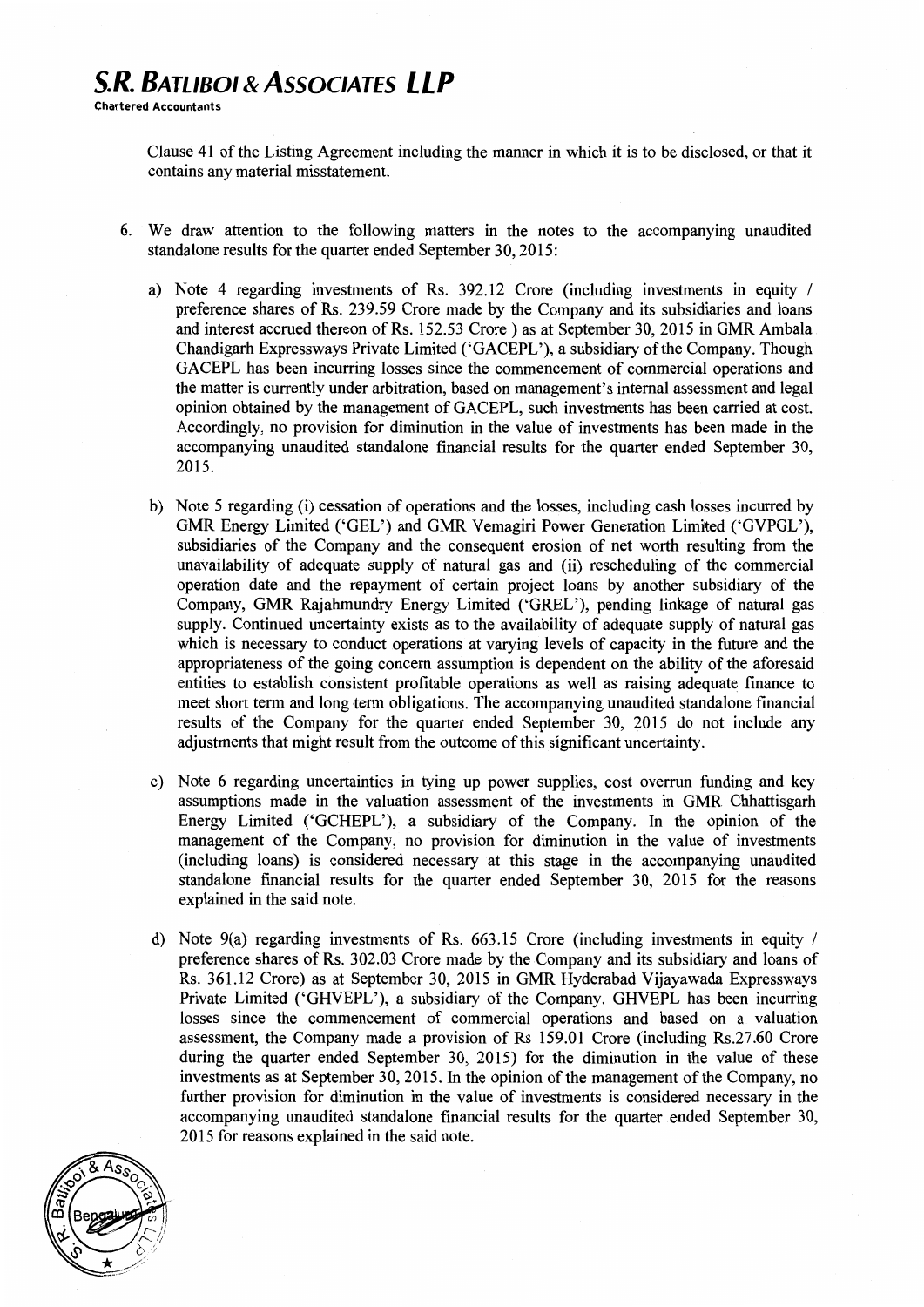# S.R. BATLIBOI & ASSOCIATES LLP

**Chartered Accountants**

Clause 41 of the Listing Agreement including the manner in which it is to be disclosed, or that it contains any material misstatement.

6. We draw attention to the following matters in the notes to the accompanying unaudited standalone results for the quarter ended September 30, 2015:

   a) Note 4 regarding investments of Rs. 392.12 Crore (including investments in equity / preference shares of Rs. 239.59 Crore made by the Company and its subsidiaries and loans and interest accrued thereon of Rs. 152.53 Crore ) as at September 30, 2015 in GMR Ambala Chandigarh Expressways Private Limited ('GACEPL'), a subsidiary of the Company. Though GACEPL has been incurring losses since the commencement of commercial operations and the matter is currently under arbitration, based on management's internal assessment and legal opinion obtained by the management of GACEPL, such investments has been carried at cost. Accordingly, no provision for diminution in the value of investments has been made in the accompanying unaudited standalone financial results for the quarter ended September 30, 2015.

   b) Note 5 regarding (i) cessation of operations and the losses, including cash losses incurred by GMR Energy Limited ('GEL') and GMR Vemagiri Power Generation Limited ('GVPGL'), subsidiaries of the Company and the consequent erosion of net worth resulting from the unavailability of adequate supply of natural gas and (ii) rescheduling of the commercial operation date and the repayment of certain project loans by another subsidiary of the Company, GMR Rajahmundry Energy Limited ('GREL'), pending linkage of natural gas supply. Continued uncertainty exists as to the availability of adequate supply of natural gas which is necessary to conduct operations at varying levels of capacity in the future and the appropriateness of the going concern assumption is dependent on the ability of the aforesaid entities to establish consistent profitable operations as well as raising adequate finance to meet short term and long term obligations. The accompanying unaudited standalone financial results of the Company for the quarter ended September 30, 2015 do not include any adjustments that might result from the outcome of this significant uncertainty.

   c) Note 6 regarding uncertainties in tying up power supplies, cost overrun funding and key assumptions made in the valuation assessment of the investments in GMR Chhattisgarh Energy Limited ('GCHEPL'), a subsidiary of the Company. In the opinion of the management of the Company, no provision for diminution in the value of investments (including loans) is considered necessary at this stage in the accompanying unaudited standalone financial results for the quarter ended September 30, 2015 for the reasons explained in the said note.

   d) Note 9(a) regarding investments of Rs. 663.15 Crore (including investments in equity / preference shares of Rs. 302.03 Crore made by the Company and its subsidiary and loans of Rs. 361.12 Crore) as at September 30, 2015 in GMR Hyderabad Vijayawada Expressways Private Limited ('GHVEPL'), a subsidiary of the Company. GHVEPL has been incurring losses since the commencement of commercial operations and based on a valuation assessment, the Company made a provision of Rs 159.01 Crore (including Rs.27.60 Crore during the quarter ended September 30, 2015) for the diminution in the value of these investments as at September 30, 2015. In the opinion of the management of the Company, no further provision for diminution in the value of investments is considered necessary in the accompanying unaudited standalone financial results for the quarter ended September 30, 2015 for reasons explained in the said note.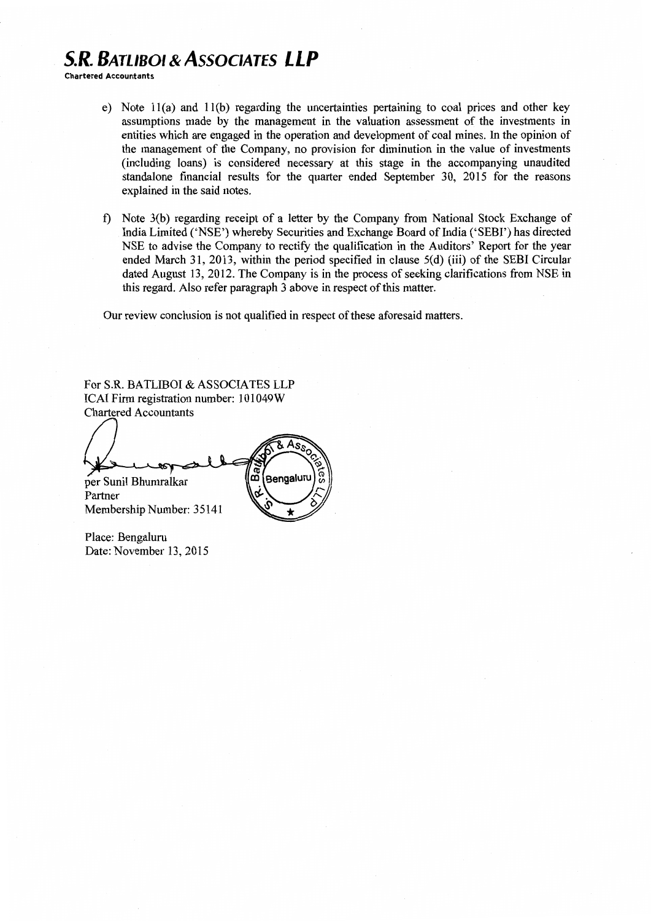**S.R. BATLIBOI & ASSOCIATES LLP**
**Chartered Accountants**

e) Note 11(a) and 11(b) regarding the uncertainties pertaining to coal prices and other key assumptions made by the management in the valuation assessment of the investments in entities which are engaged in the operation and development of coal mines. In the opinion of the management of the Company, no provision for diminution in the value of investments (including loans) is considered necessary at this stage in the accompanying unaudited standalone financial results for the quarter ended September 30, 2015 for the reasons explained in the said notes.

f) Note 3(b) regarding receipt of a letter by the Company from National Stock Exchange of India Limited ('NSE') whereby Securities and Exchange Board of India ('SEBI') has directed NSE to advise the Company to rectify the qualification in the Auditors' Report for the year ended March 31, 2013, within the period specified in clause 5(d) (iii) of the SEBI Circular dated August 13, 2012. The Company is in the process of seeking clarifications from NSE in this regard. Also refer paragraph 3 above in respect of this matter.

Our review conclusion is not qualified in respect of these aforesaid matters.

For S.R. BATLIBOI & ASSOCIATES LLP
ICAI Firm registration number: 101049W
Chartered Accountants

per Sunil Bhumralkar
Partner
Membership Number: 35141

Place: Bengaluru
Date: November 13, 2015